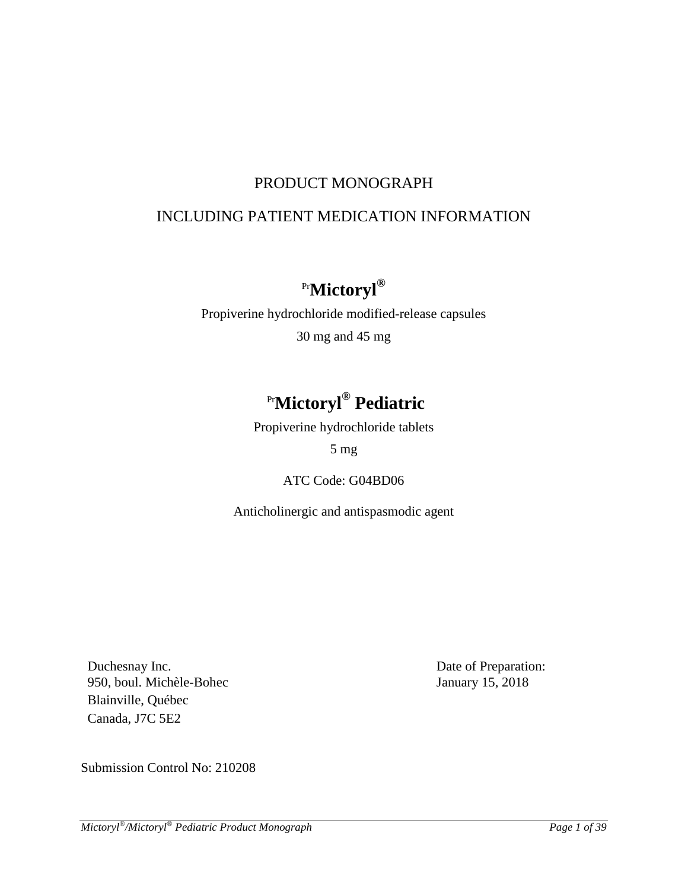# PRODUCT MONOGRAPH

## INCLUDING PATIENT MEDICATION INFORMATION

## PrMictoryl®

Propiverine hydrochloride modified-release capsules

30 mg and 45 mg

## PrMictoryl® Pediatric

Propiverine hydrochloride tablets

5 mg

ATC Code: G04BD06

Anticholinergic and antispasmodic agent

Duchesnay Inc.
950, boul. Michèle-Bohec
Blainville, Québec
Canada, J7C 5E2

Date of Preparation:
January 15, 2018

Submission Control No: 210208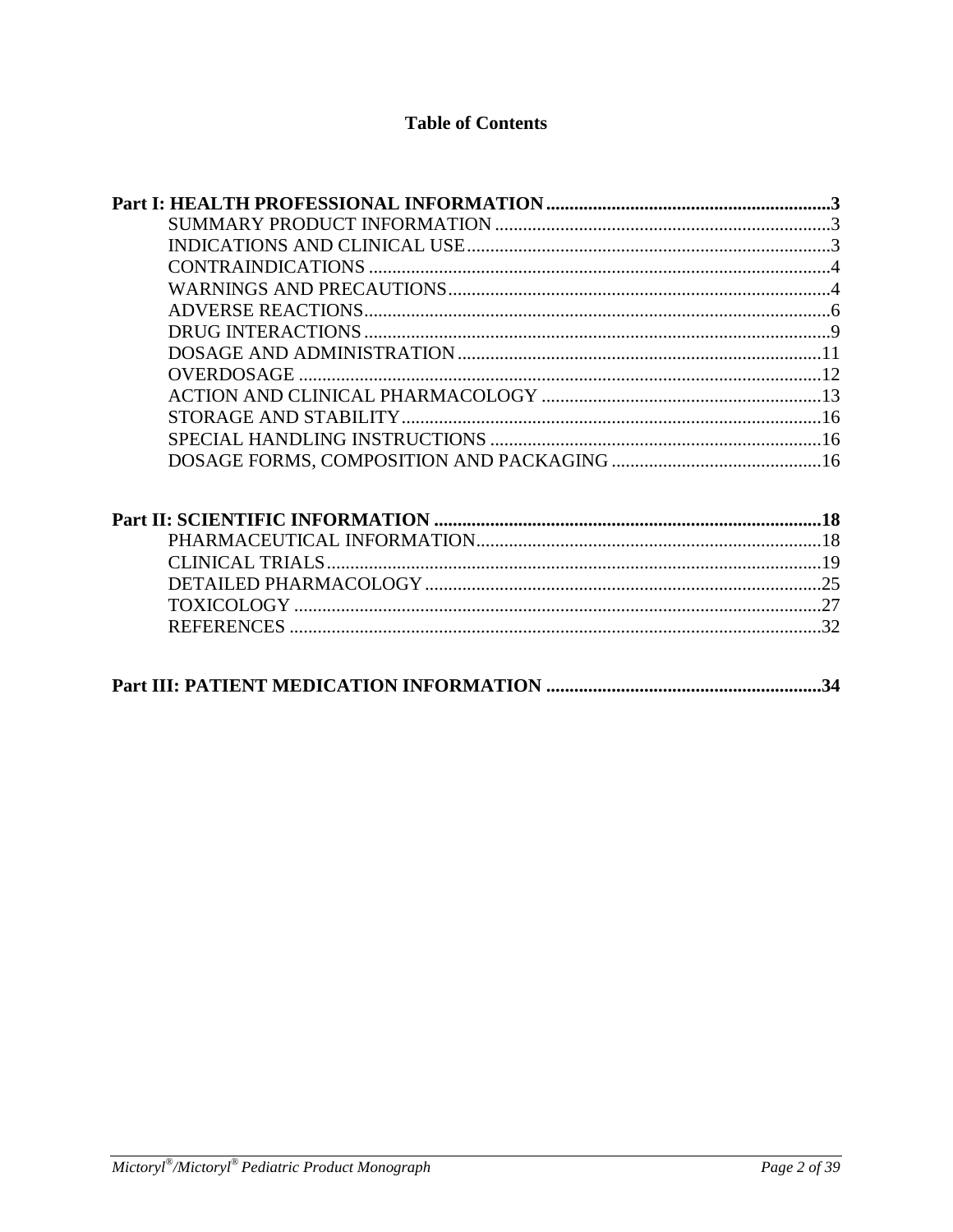## Table of Contents

**Part I: HEALTH PROFESSIONAL INFORMATION ............................................................3**

- SUMMARY PRODUCT INFORMATION ........................................................................3
- INDICATIONS AND CLINICAL USE..............................................................................3
- CONTRAINDICATIONS ..................................................................................................4
- WARNINGS AND PRECAUTIONS.................................................................................4
- ADVERSE REACTIONS...................................................................................................6
- DRUG INTERACTIONS ...................................................................................................9
- DOSAGE AND ADMINISTRATION..............................................................................11
- OVERDOSAGE ................................................................................................................12
- ACTION AND CLINICAL PHARMACOLOGY ............................................................13
- STORAGE AND STABILITY..........................................................................................16
- SPECIAL HANDLING INSTRUCTIONS .......................................................................16
- DOSAGE FORMS, COMPOSITION AND PACKAGING .............................................16

**Part II: SCIENTIFIC INFORMATION ..................................................................................18**

- PHARMACEUTICAL INFORMATION..........................................................................18
- CLINICAL TRIALS..........................................................................................................19
- DETAILED PHARMACOLOGY.....................................................................................25
- TOXICOLOGY .................................................................................................................27
- REFERENCES ..................................................................................................................32

**Part III: PATIENT MEDICATION INFORMATION ...........................................................34**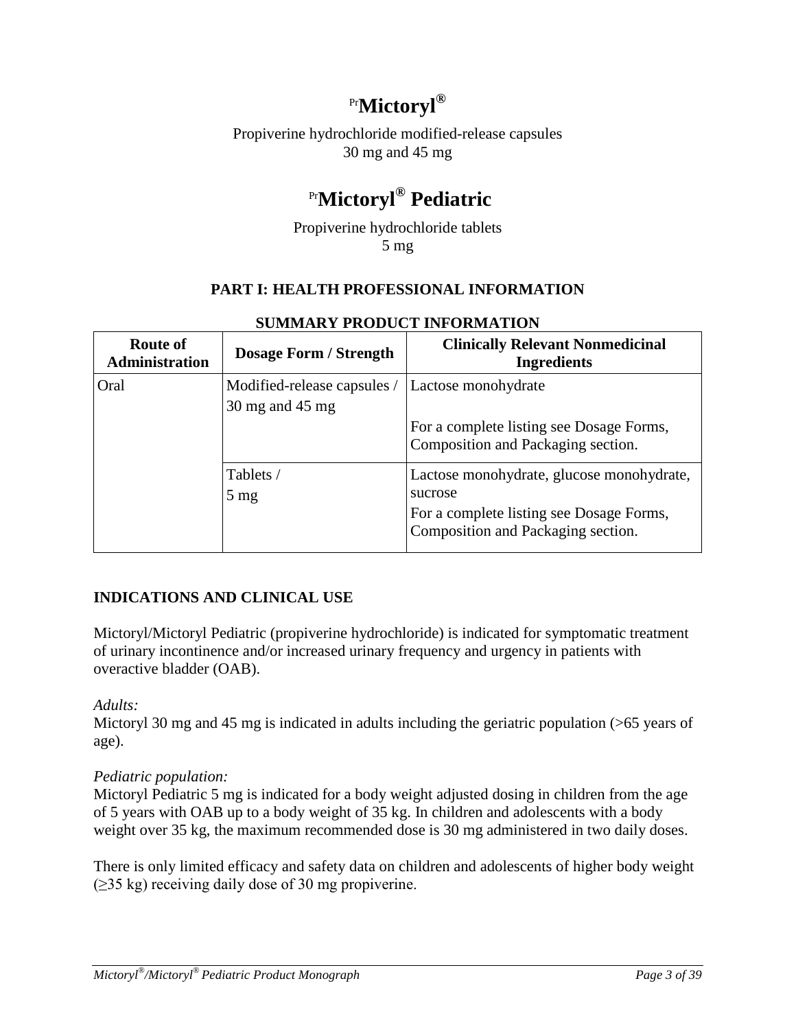# [Pr]Mictoryl®

Propiverine hydrochloride modified-release capsules
30 mg and 45 mg

# [Pr]Mictoryl® Pediatric

Propiverine hydrochloride tablets
5 mg

## PART I: HEALTH PROFESSIONAL INFORMATION

### SUMMARY PRODUCT INFORMATION

| Route of Administration | Dosage Form / Strength | Clinically Relevant Nonmedicinal Ingredients |
|---|---|---|
| Oral | Modified-release capsules / 30 mg and 45 mg | Lactose monohydrate<br><br>For a complete listing see Dosage Forms, Composition and Packaging section. |
| | Tablets / 5 mg | Lactose monohydrate, glucose monohydrate, sucrose<br>For a complete listing see Dosage Forms, Composition and Packaging section. |

## INDICATIONS AND CLINICAL USE

Mictoryl/Mictoryl Pediatric (propiverine hydrochloride) is indicated for symptomatic treatment of urinary incontinence and/or increased urinary frequency and urgency in patients with overactive bladder (OAB).

*Adults:*
Mictoryl 30 mg and 45 mg is indicated in adults including the geriatric population (>65 years of age).

*Pediatric population:*
Mictoryl Pediatric 5 mg is indicated for a body weight adjusted dosing in children from the age of 5 years with OAB up to a body weight of 35 kg. In children and adolescents with a body weight over 35 kg, the maximum recommended dose is 30 mg administered in two daily doses.

There is only limited efficacy and safety data on children and adolescents of higher body weight (≥35 kg) receiving daily dose of 30 mg propiverine.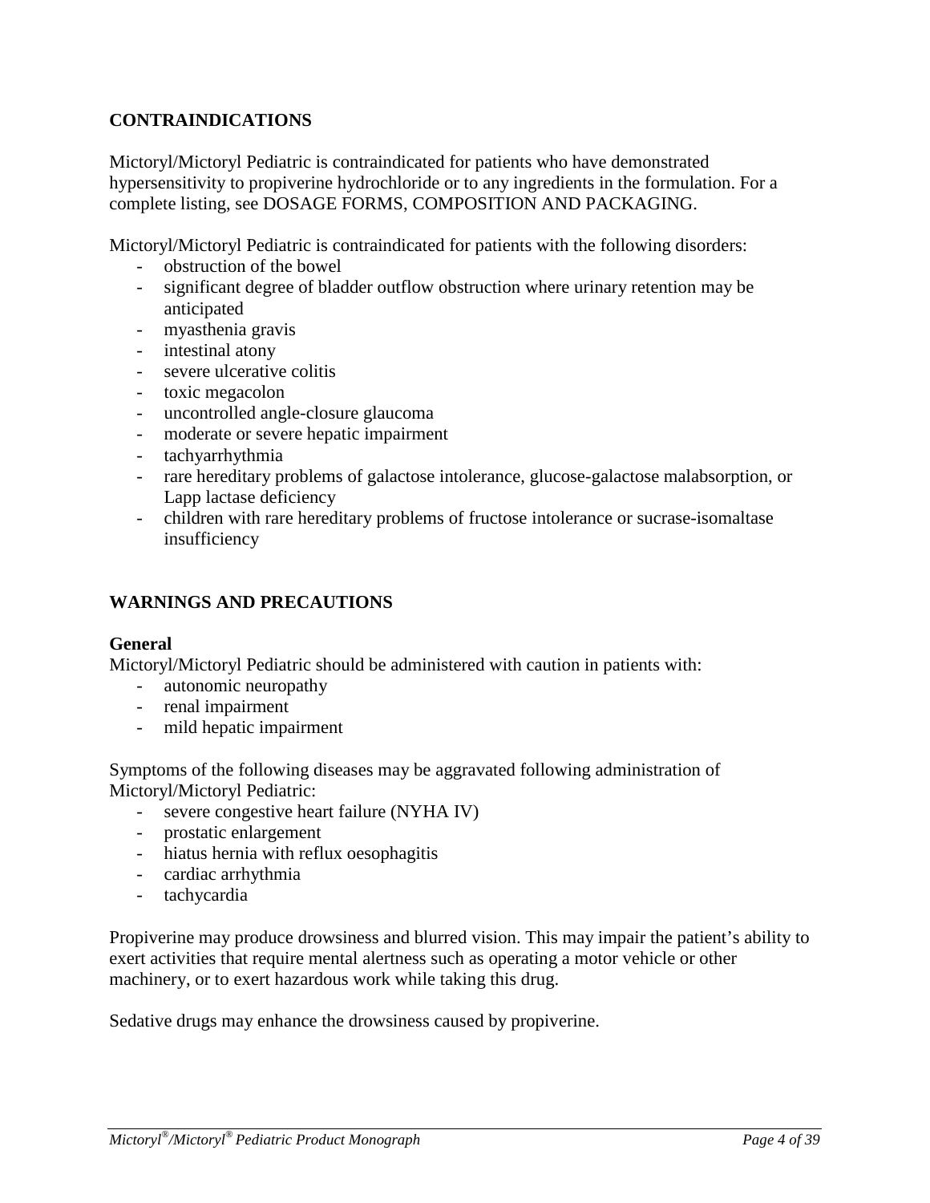## CONTRAINDICATIONS

Mictoryl/Mictoryl Pediatric is contraindicated for patients who have demonstrated hypersensitivity to propiverine hydrochloride or to any ingredients in the formulation. For a complete listing, see DOSAGE FORMS, COMPOSITION AND PACKAGING.

Mictoryl/Mictoryl Pediatric is contraindicated for patients with the following disorders:

- obstruction of the bowel
- significant degree of bladder outflow obstruction where urinary retention may be anticipated
- myasthenia gravis
- intestinal atony
- severe ulcerative colitis
- toxic megacolon
- uncontrolled angle-closure glaucoma
- moderate or severe hepatic impairment
- tachyarrhythmia
- rare hereditary problems of galactose intolerance, glucose-galactose malabsorption, or Lapp lactase deficiency
- children with rare hereditary problems of fructose intolerance or sucrase-isomaltase insufficiency

## WARNINGS AND PRECAUTIONS

### General

Mictoryl/Mictoryl Pediatric should be administered with caution in patients with:

- autonomic neuropathy
- renal impairment
- mild hepatic impairment

Symptoms of the following diseases may be aggravated following administration of Mictoryl/Mictoryl Pediatric:

- severe congestive heart failure (NYHA IV)
- prostatic enlargement
- hiatus hernia with reflux oesophagitis
- cardiac arrhythmia
- tachycardia

Propiverine may produce drowsiness and blurred vision. This may impair the patient's ability to exert activities that require mental alertness such as operating a motor vehicle or other machinery, or to exert hazardous work while taking this drug.

Sedative drugs may enhance the drowsiness caused by propiverine.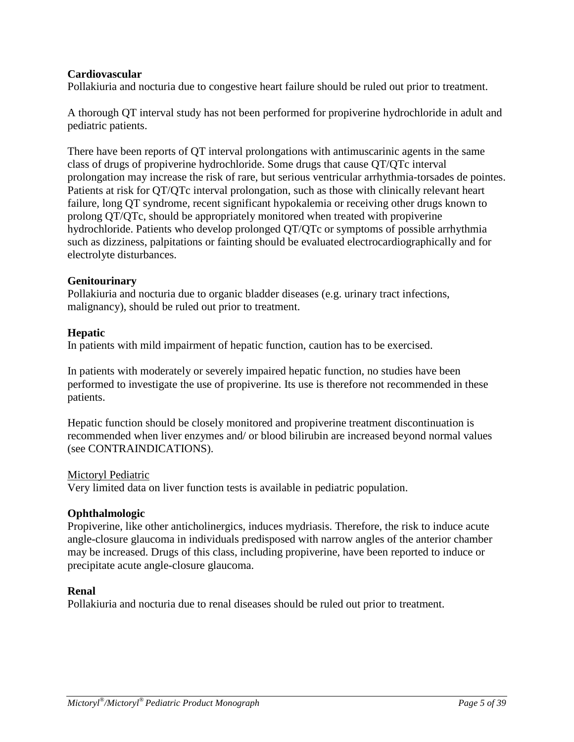**Cardiovascular**

Pollakiuria and nocturia due to congestive heart failure should be ruled out prior to treatment.

A thorough QT interval study has not been performed for propiverine hydrochloride in adult and pediatric patients.

There have been reports of QT interval prolongations with antimuscarinic agents in the same class of drugs of propiverine hydrochloride. Some drugs that cause QT/QTc interval prolongation may increase the risk of rare, but serious ventricular arrhythmia-torsades de pointes. Patients at risk for QT/QTc interval prolongation, such as those with clinically relevant heart failure, long QT syndrome, recent significant hypokalemia or receiving other drugs known to prolong QT/QTc, should be appropriately monitored when treated with propiverine hydrochloride. Patients who develop prolonged QT/QTc or symptoms of possible arrhythmia such as dizziness, palpitations or fainting should be evaluated electrocardiographically and for electrolyte disturbances.

**Genitourinary**

Pollakiuria and nocturia due to organic bladder diseases (e.g. urinary tract infections, malignancy), should be ruled out prior to treatment.

**Hepatic**

In patients with mild impairment of hepatic function, caution has to be exercised.

In patients with moderately or severely impaired hepatic function, no studies have been performed to investigate the use of propiverine. Its use is therefore not recommended in these patients.

Hepatic function should be closely monitored and propiverine treatment discontinuation is recommended when liver enzymes and/ or blood bilirubin are increased beyond normal values (see CONTRAINDICATIONS).

Mictoryl Pediatric

Very limited data on liver function tests is available in pediatric population.

**Ophthalmologic**

Propiverine, like other anticholinergics, induces mydriasis. Therefore, the risk to induce acute angle-closure glaucoma in individuals predisposed with narrow angles of the anterior chamber may be increased. Drugs of this class, including propiverine, have been reported to induce or precipitate acute angle-closure glaucoma.

**Renal**

Pollakiuria and nocturia due to renal diseases should be ruled out prior to treatment.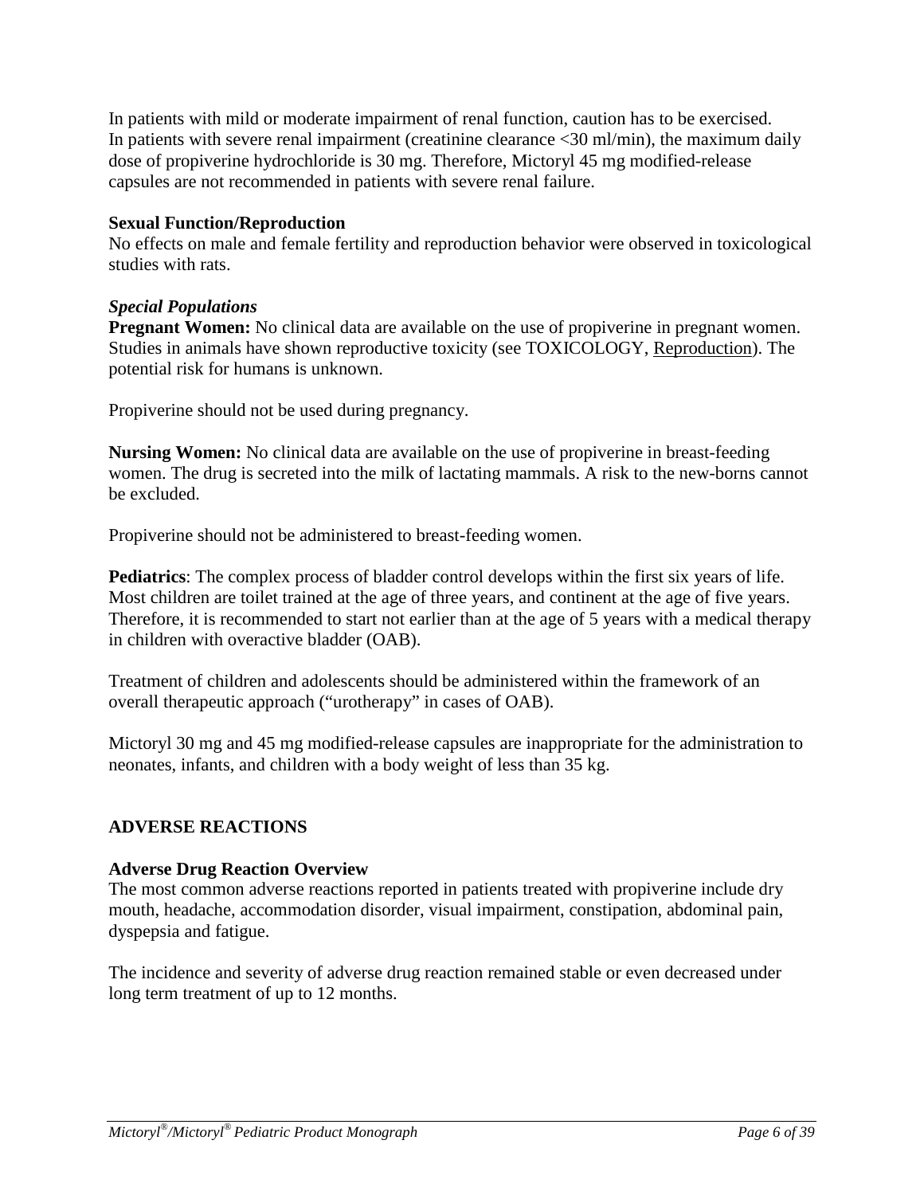In patients with mild or moderate impairment of renal function, caution has to be exercised. In patients with severe renal impairment (creatinine clearance <30 ml/min), the maximum daily dose of propiverine hydrochloride is 30 mg. Therefore, Mictoryl 45 mg modified-release capsules are not recommended in patients with severe renal failure.

**Sexual Function/Reproduction**
No effects on male and female fertility and reproduction behavior were observed in toxicological studies with rats.

***Special Populations***
**Pregnant Women:** No clinical data are available on the use of propiverine in pregnant women. Studies in animals have shown reproductive toxicity (see TOXICOLOGY, Reproduction). The potential risk for humans is unknown.

Propiverine should not be used during pregnancy.

**Nursing Women:** No clinical data are available on the use of propiverine in breast-feeding women. The drug is secreted into the milk of lactating mammals. A risk to the new-borns cannot be excluded.

Propiverine should not be administered to breast-feeding women.

**Pediatrics**: The complex process of bladder control develops within the first six years of life. Most children are toilet trained at the age of three years, and continent at the age of five years. Therefore, it is recommended to start not earlier than at the age of 5 years with a medical therapy in children with overactive bladder (OAB).

Treatment of children and adolescents should be administered within the framework of an overall therapeutic approach ("urotherapy" in cases of OAB).

Mictoryl 30 mg and 45 mg modified-release capsules are inappropriate for the administration to neonates, infants, and children with a body weight of less than 35 kg.

## ADVERSE REACTIONS

**Adverse Drug Reaction Overview**
The most common adverse reactions reported in patients treated with propiverine include dry mouth, headache, accommodation disorder, visual impairment, constipation, abdominal pain, dyspepsia and fatigue.

The incidence and severity of adverse drug reaction remained stable or even decreased under long term treatment of up to 12 months.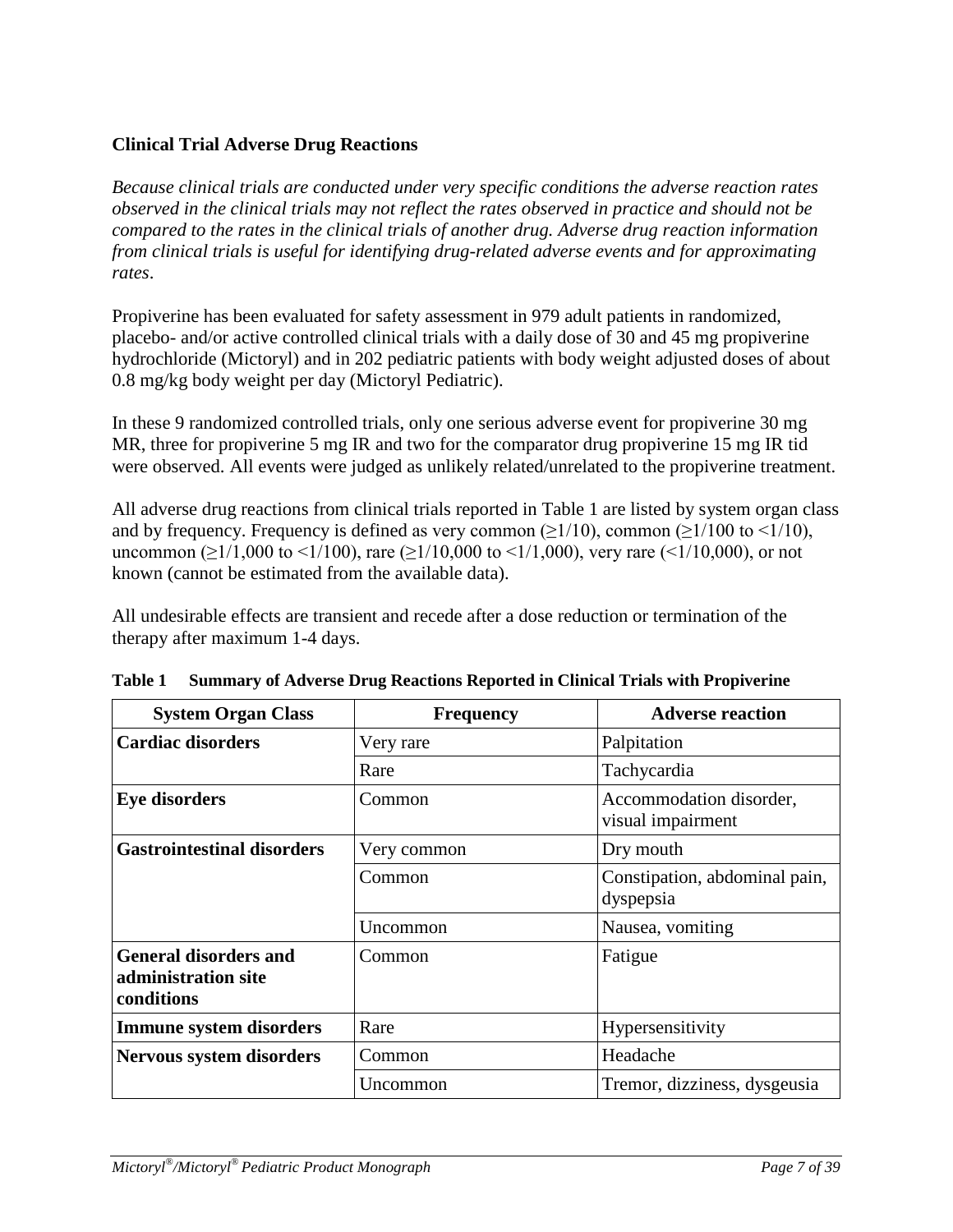### Clinical Trial Adverse Drug Reactions

*Because clinical trials are conducted under very specific conditions the adverse reaction rates observed in the clinical trials may not reflect the rates observed in practice and should not be compared to the rates in the clinical trials of another drug. Adverse drug reaction information from clinical trials is useful for identifying drug-related adverse events and for approximating rates*.

Propiverine has been evaluated for safety assessment in 979 adult patients in randomized, placebo- and/or active controlled clinical trials with a daily dose of 30 and 45 mg propiverine hydrochloride (Mictoryl) and in 202 pediatric patients with body weight adjusted doses of about 0.8 mg/kg body weight per day (Mictoryl Pediatric).

In these 9 randomized controlled trials, only one serious adverse event for propiverine 30 mg MR, three for propiverine 5 mg IR and two for the comparator drug propiverine 15 mg IR tid were observed. All events were judged as unlikely related/unrelated to the propiverine treatment.

All adverse drug reactions from clinical trials reported in Table 1 are listed by system organ class and by frequency. Frequency is defined as very common (≥1/10), common (≥1/100 to <1/10), uncommon (≥1/1,000 to <1/100), rare (≥1/10,000 to <1/1,000), very rare (<1/10,000), or not known (cannot be estimated from the available data).

All undesirable effects are transient and recede after a dose reduction or termination of the therapy after maximum 1-4 days.

**Table 1 Summary of Adverse Drug Reactions Reported in Clinical Trials with Propiverine**

| System Organ Class | Frequency | Adverse reaction |
|---|---|---|
| **Cardiac disorders** | Very rare | Palpitation |
| | Rare | Tachycardia |
| **Eye disorders** | Common | Accommodation disorder, visual impairment |
| **Gastrointestinal disorders** | Very common | Dry mouth |
| | Common | Constipation, abdominal pain, dyspepsia |
| | Uncommon | Nausea, vomiting |
| **General disorders and administration site conditions** | Common | Fatigue |
| **Immune system disorders** | Rare | Hypersensitivity |
| **Nervous system disorders** | Common | Headache |
| | Uncommon | Tremor, dizziness, dysgeusia |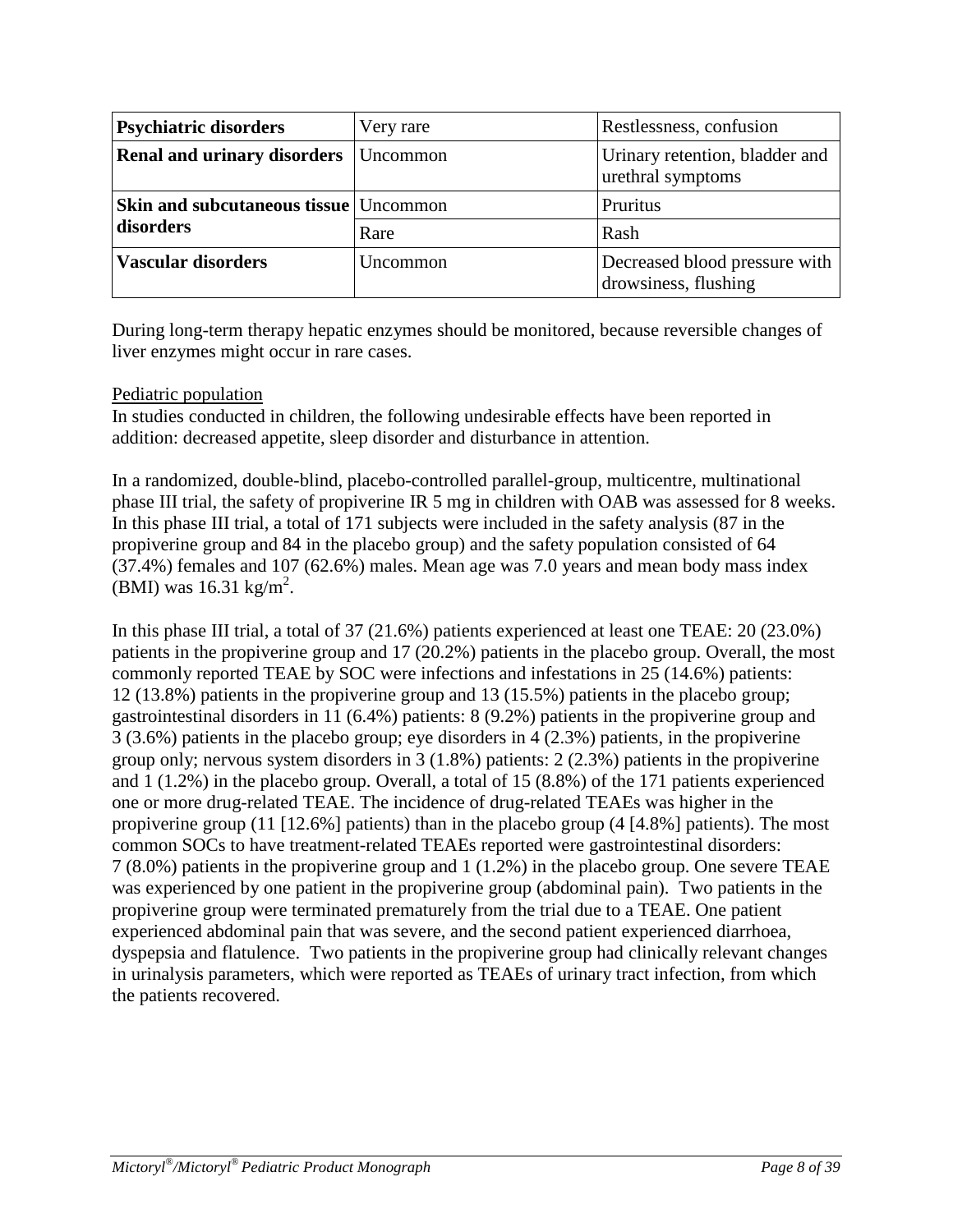| **Psychiatric disorders** | Very rare | Restlessness, confusion |
|---|---|---|
| **Renal and urinary disorders** | Uncommon | Urinary retention, bladder and urethral symptoms |
| **Skin and subcutaneous tissue disorders** | Uncommon | Pruritus |
| | Rare | Rash |
| **Vascular disorders** | Uncommon | Decreased blood pressure with drowsiness, flushing |

During long-term therapy hepatic enzymes should be monitored, because reversible changes of liver enzymes might occur in rare cases.

Pediatric population

In studies conducted in children, the following undesirable effects have been reported in addition: decreased appetite, sleep disorder and disturbance in attention.

In a randomized, double-blind, placebo-controlled parallel-group, multicentre, multinational phase III trial, the safety of propiverine IR 5 mg in children with OAB was assessed for 8 weeks. In this phase III trial, a total of 171 subjects were included in the safety analysis (87 in the propiverine group and 84 in the placebo group) and the safety population consisted of 64 (37.4%) females and 107 (62.6%) males. Mean age was 7.0 years and mean body mass index (BMI) was 16.31 kg/m$^2$.

In this phase III trial, a total of 37 (21.6%) patients experienced at least one TEAE: 20 (23.0%) patients in the propiverine group and 17 (20.2%) patients in the placebo group. Overall, the most commonly reported TEAE by SOC were infections and infestations in 25 (14.6%) patients: 12 (13.8%) patients in the propiverine group and 13 (15.5%) patients in the placebo group; gastrointestinal disorders in 11 (6.4%) patients: 8 (9.2%) patients in the propiverine group and 3 (3.6%) patients in the placebo group; eye disorders in 4 (2.3%) patients, in the propiverine group only; nervous system disorders in 3 (1.8%) patients: 2 (2.3%) patients in the propiverine and 1 (1.2%) in the placebo group. Overall, a total of 15 (8.8%) of the 171 patients experienced one or more drug-related TEAE. The incidence of drug-related TEAEs was higher in the propiverine group (11 [12.6%] patients) than in the placebo group (4 [4.8%] patients). The most common SOCs to have treatment-related TEAEs reported were gastrointestinal disorders: 7 (8.0%) patients in the propiverine group and 1 (1.2%) in the placebo group. One severe TEAE was experienced by one patient in the propiverine group (abdominal pain). Two patients in the propiverine group were terminated prematurely from the trial due to a TEAE. One patient experienced abdominal pain that was severe, and the second patient experienced diarrhoea, dyspepsia and flatulence. Two patients in the propiverine group had clinically relevant changes in urinalysis parameters, which were reported as TEAEs of urinary tract infection, from which the patients recovered.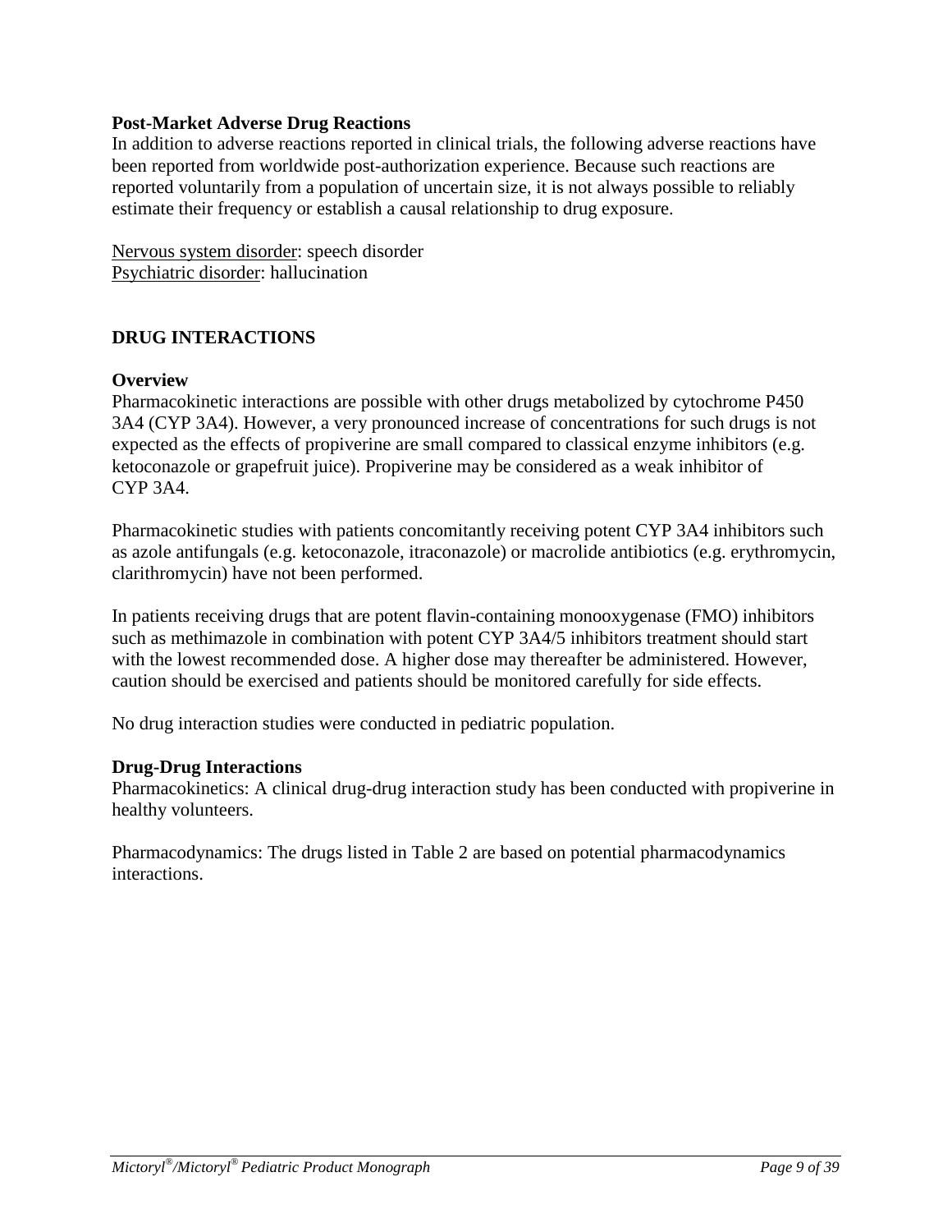### Post-Market Adverse Drug Reactions

In addition to adverse reactions reported in clinical trials, the following adverse reactions have been reported from worldwide post-authorization experience. Because such reactions are reported voluntarily from a population of uncertain size, it is not always possible to reliably estimate their frequency or establish a causal relationship to drug exposure.

Nervous system disorder: speech disorder
Psychiatric disorder: hallucination

## DRUG INTERACTIONS

### Overview

Pharmacokinetic interactions are possible with other drugs metabolized by cytochrome P450 3A4 (CYP 3A4). However, a very pronounced increase of concentrations for such drugs is not expected as the effects of propiverine are small compared to classical enzyme inhibitors (e.g. ketoconazole or grapefruit juice). Propiverine may be considered as a weak inhibitor of CYP 3A4.

Pharmacokinetic studies with patients concomitantly receiving potent CYP 3A4 inhibitors such as azole antifungals (e.g. ketoconazole, itraconazole) or macrolide antibiotics (e.g. erythromycin, clarithromycin) have not been performed.

In patients receiving drugs that are potent flavin-containing monooxygenase (FMO) inhibitors such as methimazole in combination with potent CYP 3A4/5 inhibitors treatment should start with the lowest recommended dose. A higher dose may thereafter be administered. However, caution should be exercised and patients should be monitored carefully for side effects.

No drug interaction studies were conducted in pediatric population.

### Drug-Drug Interactions

Pharmacokinetics: A clinical drug-drug interaction study has been conducted with propiverine in healthy volunteers.

Pharmacodynamics: The drugs listed in Table 2 are based on potential pharmacodynamics interactions.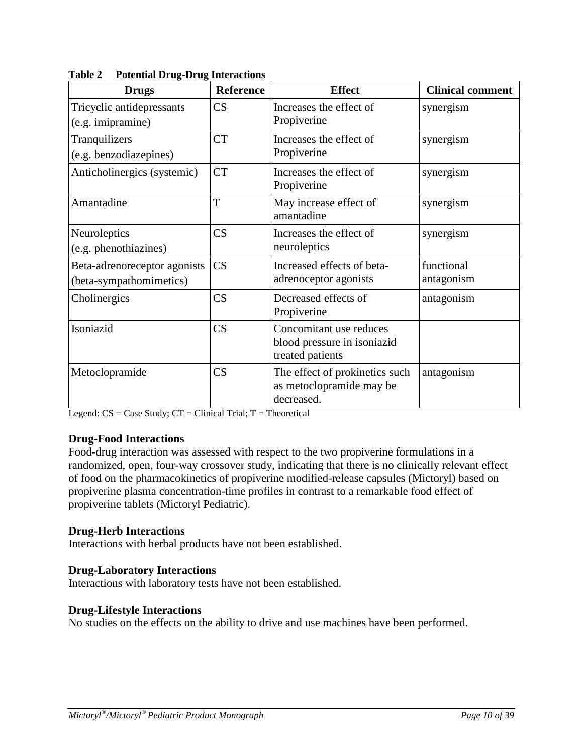**Table 2 Potential Drug-Drug Interactions**

| Drugs | Reference | Effect | Clinical comment |
|---|---|---|---|
| Tricyclic antidepressants (e.g. imipramine) | CS | Increases the effect of Propiverine | synergism |
| Tranquilizers (e.g. benzodiazepines) | CT | Increases the effect of Propiverine | synergism |
| Anticholinergics (systemic) | CT | Increases the effect of Propiverine | synergism |
| Amantadine | T | May increase effect of amantadine | synergism |
| Neuroleptics (e.g. phenothiazines) | CS | Increases the effect of neuroleptics | synergism |
| Beta-adrenoreceptor agonists (beta-sympathomimetics) | CS | Increased effects of beta-adrenoceptor agonists | functional antagonism |
| Cholinergics | CS | Decreased effects of Propiverine | antagonism |
| Isoniazid | CS | Concomitant use reduces blood pressure in isoniazid treated patients | |
| Metoclopramide | CS | The effect of prokinetics such as metoclopramide may be decreased. | antagonism |

Legend: CS = Case Study; CT = Clinical Trial; T = Theoretical

**Drug-Food Interactions**

Food-drug interaction was assessed with respect to the two propiverine formulations in a randomized, open, four-way crossover study, indicating that there is no clinically relevant effect of food on the pharmacokinetics of propiverine modified-release capsules (Mictoryl) based on propiverine plasma concentration-time profiles in contrast to a remarkable food effect of propiverine tablets (Mictoryl Pediatric).

**Drug-Herb Interactions**

Interactions with herbal products have not been established.

**Drug-Laboratory Interactions**

Interactions with laboratory tests have not been established.

**Drug-Lifestyle Interactions**

No studies on the effects on the ability to drive and use machines have been performed.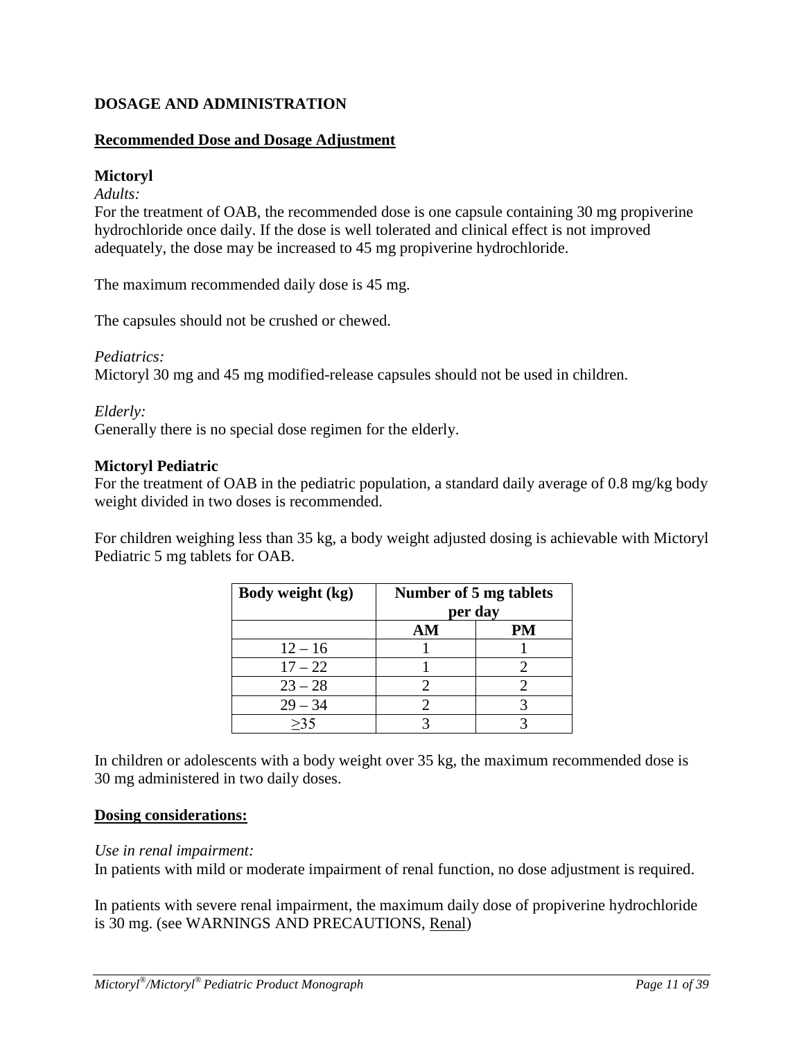## DOSAGE AND ADMINISTRATION

### Recommended Dose and Dosage Adjustment

**Mictoryl**

*Adults:*
For the treatment of OAB, the recommended dose is one capsule containing 30 mg propiverine hydrochloride once daily. If the dose is well tolerated and clinical effect is not improved adequately, the dose may be increased to 45 mg propiverine hydrochloride.

The maximum recommended daily dose is 45 mg.

The capsules should not be crushed or chewed.

*Pediatrics:*
Mictoryl 30 mg and 45 mg modified-release capsules should not be used in children.

*Elderly:*
Generally there is no special dose regimen for the elderly.

**Mictoryl Pediatric**

For the treatment of OAB in the pediatric population, a standard daily average of 0.8 mg/kg body weight divided in two doses is recommended.

For children weighing less than 35 kg, a body weight adjusted dosing is achievable with Mictoryl Pediatric 5 mg tablets for OAB.

| Body weight (kg) | Number of 5 mg tablets per day | |
|---|---|---|
| | AM | PM |
| 12 – 16 | 1 | 1 |
| 17 – 22 | 1 | 2 |
| 23 – 28 | 2 | 2 |
| 29 – 34 | 2 | 3 |
| ≥35 | 3 | 3 |

In children or adolescents with a body weight over 35 kg, the maximum recommended dose is 30 mg administered in two daily doses.

### Dosing considerations:

*Use in renal impairment:*
In patients with mild or moderate impairment of renal function, no dose adjustment is required.

In patients with severe renal impairment, the maximum daily dose of propiverine hydrochloride is 30 mg. (see WARNINGS AND PRECAUTIONS, Renal)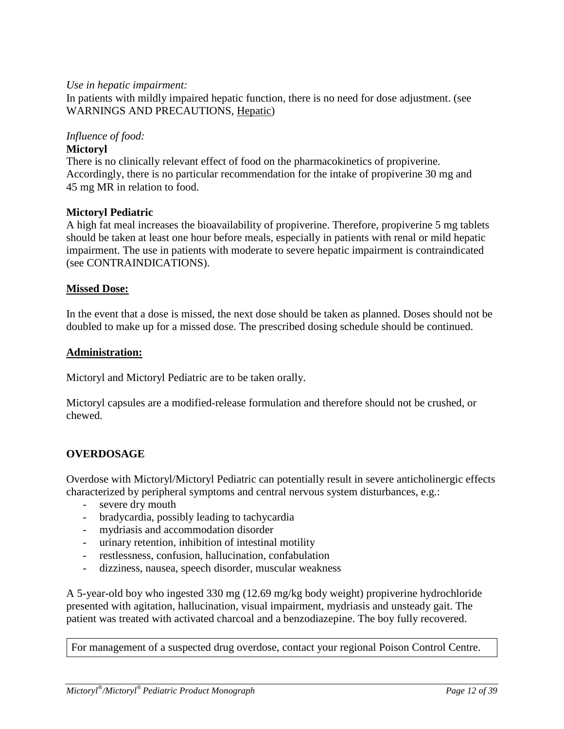*Use in hepatic impairment:*
In patients with mildly impaired hepatic function, there is no need for dose adjustment. (see WARNINGS AND PRECAUTIONS, Hepatic)

*Influence of food:*
**Mictoryl**
There is no clinically relevant effect of food on the pharmacokinetics of propiverine. Accordingly, there is no particular recommendation for the intake of propiverine 30 mg and 45 mg MR in relation to food.

**Mictoryl Pediatric**
A high fat meal increases the bioavailability of propiverine. Therefore, propiverine 5 mg tablets should be taken at least one hour before meals, especially in patients with renal or mild hepatic impairment. The use in patients with moderate to severe hepatic impairment is contraindicated (see CONTRAINDICATIONS).

**Missed Dose:**

In the event that a dose is missed, the next dose should be taken as planned. Doses should not be doubled to make up for a missed dose. The prescribed dosing schedule should be continued.

**Administration:**

Mictoryl and Mictoryl Pediatric are to be taken orally.

Mictoryl capsules are a modified-release formulation and therefore should not be crushed, or chewed.

## OVERDOSAGE

Overdose with Mictoryl/Mictoryl Pediatric can potentially result in severe anticholinergic effects characterized by peripheral symptoms and central nervous system disturbances, e.g.:

- severe dry mouth
- bradycardia, possibly leading to tachycardia
- mydriasis and accommodation disorder
- urinary retention, inhibition of intestinal motility
- restlessness, confusion, hallucination, confabulation
- dizziness, nausea, speech disorder, muscular weakness

A 5-year-old boy who ingested 330 mg (12.69 mg/kg body weight) propiverine hydrochloride presented with agitation, hallucination, visual impairment, mydriasis and unsteady gait. The patient was treated with activated charcoal and a benzodiazepine. The boy fully recovered.

| For management of a suspected drug overdose, contact your regional Poison Control Centre. |
|---|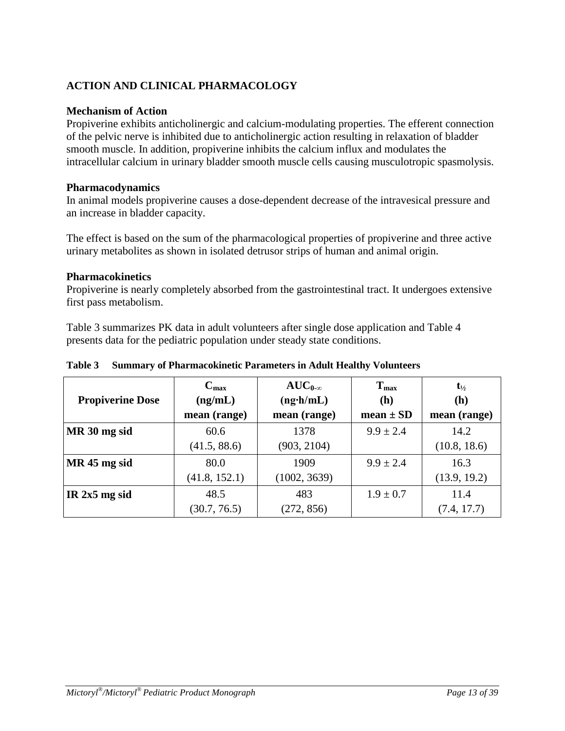## ACTION AND CLINICAL PHARMACOLOGY

### Mechanism of Action

Propiverine exhibits anticholinergic and calcium-modulating properties. The efferent connection of the pelvic nerve is inhibited due to anticholinergic action resulting in relaxation of bladder smooth muscle. In addition, propiverine inhibits the calcium influx and modulates the intracellular calcium in urinary bladder smooth muscle cells causing musculotropic spasmolysis.

### Pharmacodynamics

In animal models propiverine causes a dose-dependent decrease of the intravesical pressure and an increase in bladder capacity.

The effect is based on the sum of the pharmacological properties of propiverine and three active urinary metabolites as shown in isolated detrusor strips of human and animal origin.

### Pharmacokinetics

Propiverine is nearly completely absorbed from the gastrointestinal tract. It undergoes extensive first pass metabolism.

Table 3 summarizes PK data in adult volunteers after single dose application and Table 4 presents data for the pediatric population under steady state conditions.

**Table 3 Summary of Pharmacokinetic Parameters in Adult Healthy Volunteers**

| Propiverine Dose | $C_{max}$ (ng/mL) mean (range) | $AUC_{0-\infty}$ (ng·h/mL) mean (range) | $T_{max}$ (h) mean ± SD | $t_{½}$ (h) mean (range) |
|---|---|---|---|---|
| **MR 30 mg sid** | 60.6 (41.5, 88.6) | 1378 (903, 2104) | 9.9 ± 2.4 | 14.2 (10.8, 18.6) |
| **MR 45 mg sid** | 80.0 (41.8, 152.1) | 1909 (1002, 3639) | 9.9 ± 2.4 | 16.3 (13.9, 19.2) |
| **IR 2x5 mg sid** | 48.5 (30.7, 76.5) | 483 (272, 856) | 1.9 ± 0.7 | 11.4 (7.4, 17.7) |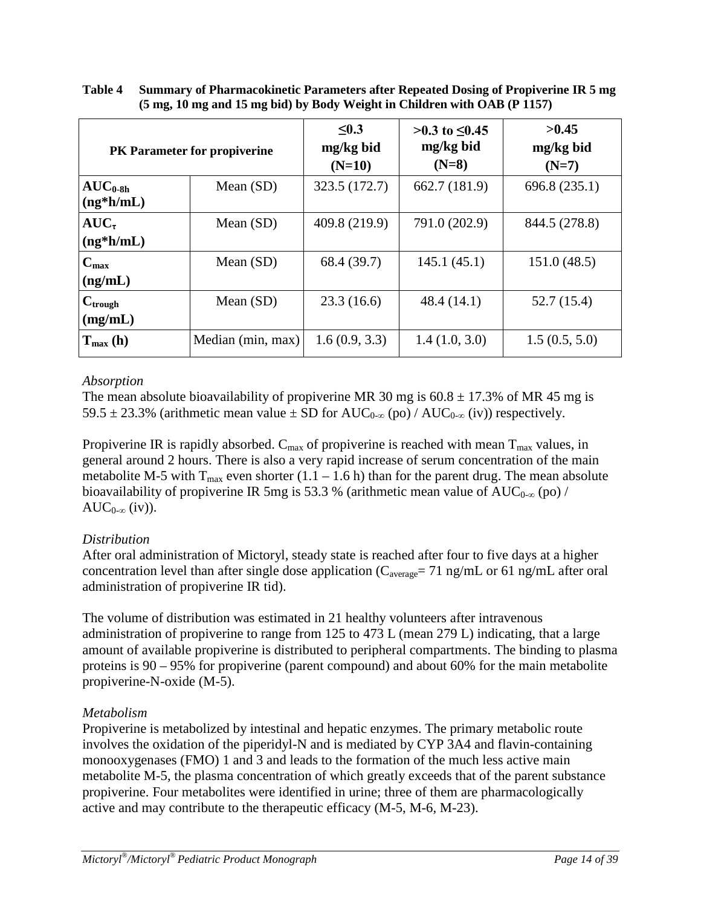**Table 4 Summary of Pharmacokinetic Parameters after Repeated Dosing of Propiverine IR 5 mg (5 mg, 10 mg and 15 mg bid) by Body Weight in Children with OAB (P 1157)**

| PK Parameter for propiverine | | ≤0.3 mg/kg bid (N=10) | >0.3 to ≤0.45 mg/kg bid (N=8) | >0.45 mg/kg bid (N=7) |
|---|---|---|---|---|
| **$AUC_{0\text{-}8h}$ (ng*h/mL)** | Mean (SD) | 323.5 (172.7) | 662.7 (181.9) | 696.8 (235.1) |
| **$AUC_{\tau}$ (ng*h/mL)** | Mean (SD) | 409.8 (219.9) | 791.0 (202.9) | 844.5 (278.8) |
| **$C_{max}$ (ng/mL)** | Mean (SD) | 68.4 (39.7) | 145.1 (45.1) | 151.0 (48.5) |
| **$C_{trough}$ (mg/mL)** | Mean (SD) | 23.3 (16.6) | 48.4 (14.1) | 52.7 (15.4) |
| **$T_{max}$ (h)** | Median (min, max) | 1.6 (0.9, 3.3) | 1.4 (1.0, 3.0) | 1.5 (0.5, 5.0) |

*Absorption*

The mean absolute bioavailability of propiverine MR 30 mg is 60.8 ± 17.3% of MR 45 mg is 59.5 ± 23.3% (arithmetic mean value ± SD for $AUC_{0\text{-}\infty}$ (po) / $AUC_{0\text{-}\infty}$ (iv)) respectively.

Propiverine IR is rapidly absorbed. $C_{max}$ of propiverine is reached with mean $T_{max}$ values, in general around 2 hours. There is also a very rapid increase of serum concentration of the main metabolite M-5 with $T_{max}$ even shorter (1.1 – 1.6 h) than for the parent drug. The mean absolute bioavailability of propiverine IR 5mg is 53.3 % (arithmetic mean value of $AUC_{0\text{-}\infty}$ (po) / $AUC_{0\text{-}\infty}$ (iv)).

*Distribution*

After oral administration of Mictoryl, steady state is reached after four to five days at a higher concentration level than after single dose application ($C_{average}$= 71 ng/mL or 61 ng/mL after oral administration of propiverine IR tid).

The volume of distribution was estimated in 21 healthy volunteers after intravenous administration of propiverine to range from 125 to 473 L (mean 279 L) indicating, that a large amount of available propiverine is distributed to peripheral compartments. The binding to plasma proteins is 90 – 95% for propiverine (parent compound) and about 60% for the main metabolite propiverine-N-oxide (M-5).

*Metabolism*

Propiverine is metabolized by intestinal and hepatic enzymes. The primary metabolic route involves the oxidation of the piperidyl-N and is mediated by CYP 3A4 and flavin-containing monooxygenases (FMO) 1 and 3 and leads to the formation of the much less active main metabolite M-5, the plasma concentration of which greatly exceeds that of the parent substance propiverine. Four metabolites were identified in urine; three of them are pharmacologically active and may contribute to the therapeutic efficacy (M-5, M-6, M-23).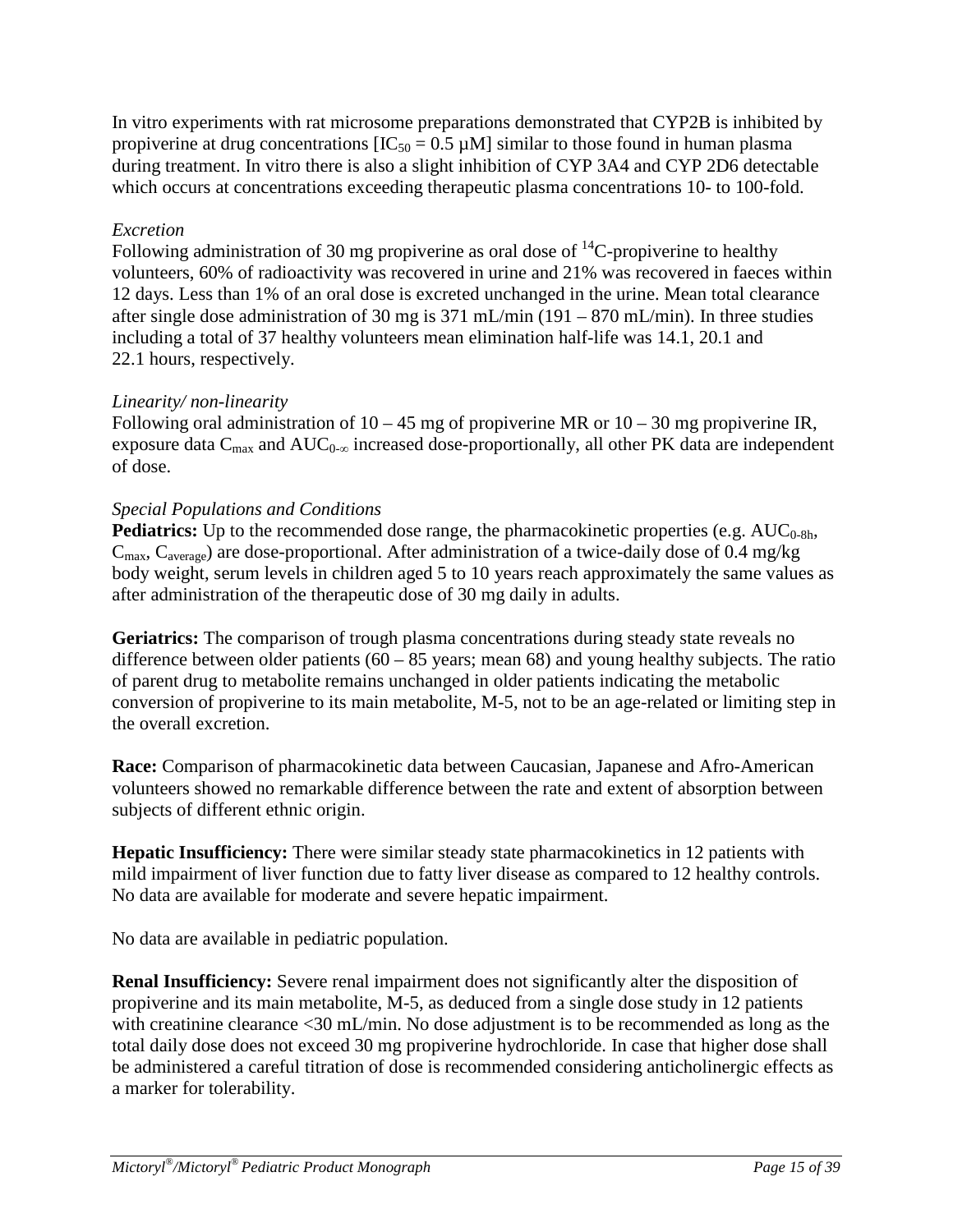In vitro experiments with rat microsome preparations demonstrated that CYP2B is inhibited by propiverine at drug concentrations [$IC_{50}$ = 0.5 µM] similar to those found in human plasma during treatment. In vitro there is also a slight inhibition of CYP 3A4 and CYP 2D6 detectable which occurs at concentrations exceeding therapeutic plasma concentrations 10- to 100-fold.

*Excretion*

Following administration of 30 mg propiverine as oral dose of $^{14}$C-propiverine to healthy volunteers, 60% of radioactivity was recovered in urine and 21% was recovered in faeces within 12 days. Less than 1% of an oral dose is excreted unchanged in the urine. Mean total clearance after single dose administration of 30 mg is 371 mL/min (191 – 870 mL/min). In three studies including a total of 37 healthy volunteers mean elimination half-life was 14.1, 20.1 and 22.1 hours, respectively.

*Linearity/ non-linearity*

Following oral administration of 10 – 45 mg of propiverine MR or 10 – 30 mg propiverine IR, exposure data $C_{max}$ and $AUC_{0-\infty}$ increased dose-proportionally, all other PK data are independent of dose.

*Special Populations and Conditions*

**Pediatrics:** Up to the recommended dose range, the pharmacokinetic properties (e.g. $AUC_{0-8h}$, $C_{max}$, $C_{average}$) are dose-proportional. After administration of a twice-daily dose of 0.4 mg/kg body weight, serum levels in children aged 5 to 10 years reach approximately the same values as after administration of the therapeutic dose of 30 mg daily in adults.

**Geriatrics:** The comparison of trough plasma concentrations during steady state reveals no difference between older patients (60 – 85 years; mean 68) and young healthy subjects. The ratio of parent drug to metabolite remains unchanged in older patients indicating the metabolic conversion of propiverine to its main metabolite, M-5, not to be an age-related or limiting step in the overall excretion.

**Race:** Comparison of pharmacokinetic data between Caucasian, Japanese and Afro-American volunteers showed no remarkable difference between the rate and extent of absorption between subjects of different ethnic origin.

**Hepatic Insufficiency:** There were similar steady state pharmacokinetics in 12 patients with mild impairment of liver function due to fatty liver disease as compared to 12 healthy controls. No data are available for moderate and severe hepatic impairment.

No data are available in pediatric population.

**Renal Insufficiency:** Severe renal impairment does not significantly alter the disposition of propiverine and its main metabolite, M-5, as deduced from a single dose study in 12 patients with creatinine clearance <30 mL/min. No dose adjustment is to be recommended as long as the total daily dose does not exceed 30 mg propiverine hydrochloride. In case that higher dose shall be administered a careful titration of dose is recommended considering anticholinergic effects as a marker for tolerability.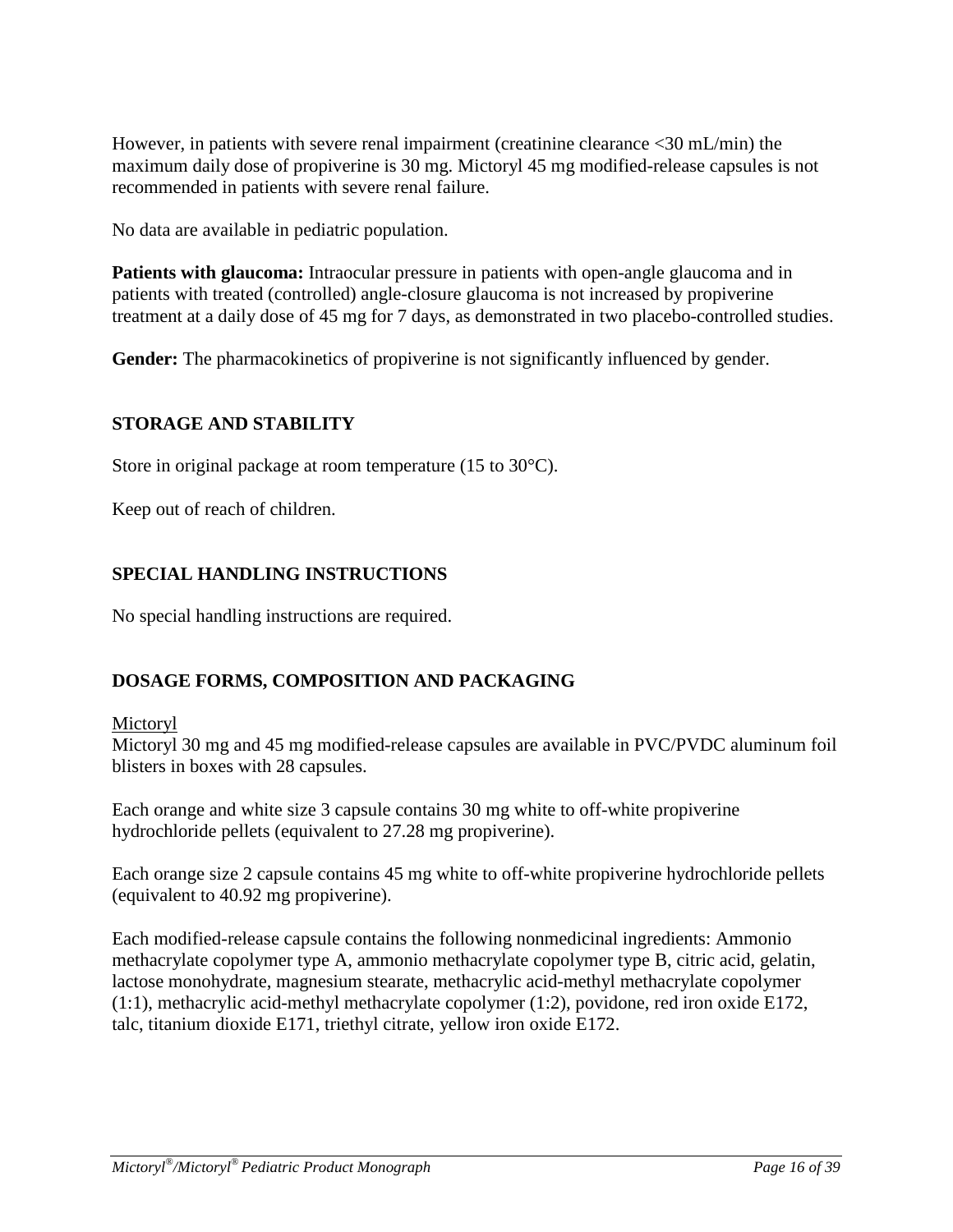However, in patients with severe renal impairment (creatinine clearance <30 mL/min) the maximum daily dose of propiverine is 30 mg. Mictoryl 45 mg modified-release capsules is not recommended in patients with severe renal failure.

No data are available in pediatric population.

**Patients with glaucoma:** Intraocular pressure in patients with open-angle glaucoma and in patients with treated (controlled) angle-closure glaucoma is not increased by propiverine treatment at a daily dose of 45 mg for 7 days, as demonstrated in two placebo-controlled studies.

**Gender:** The pharmacokinetics of propiverine is not significantly influenced by gender.

## STORAGE AND STABILITY

Store in original package at room temperature (15 to 30°C).

Keep out of reach of children.

## SPECIAL HANDLING INSTRUCTIONS

No special handling instructions are required.

## DOSAGE FORMS, COMPOSITION AND PACKAGING

Mictoryl

Mictoryl 30 mg and 45 mg modified-release capsules are available in PVC/PVDC aluminum foil blisters in boxes with 28 capsules.

Each orange and white size 3 capsule contains 30 mg white to off-white propiverine hydrochloride pellets (equivalent to 27.28 mg propiverine).

Each orange size 2 capsule contains 45 mg white to off-white propiverine hydrochloride pellets (equivalent to 40.92 mg propiverine).

Each modified-release capsule contains the following nonmedicinal ingredients: Ammonio methacrylate copolymer type A, ammonio methacrylate copolymer type B, citric acid, gelatin, lactose monohydrate, magnesium stearate, methacrylic acid-methyl methacrylate copolymer (1:1), methacrylic acid-methyl methacrylate copolymer (1:2), povidone, red iron oxide E172, talc, titanium dioxide E171, triethyl citrate, yellow iron oxide E172.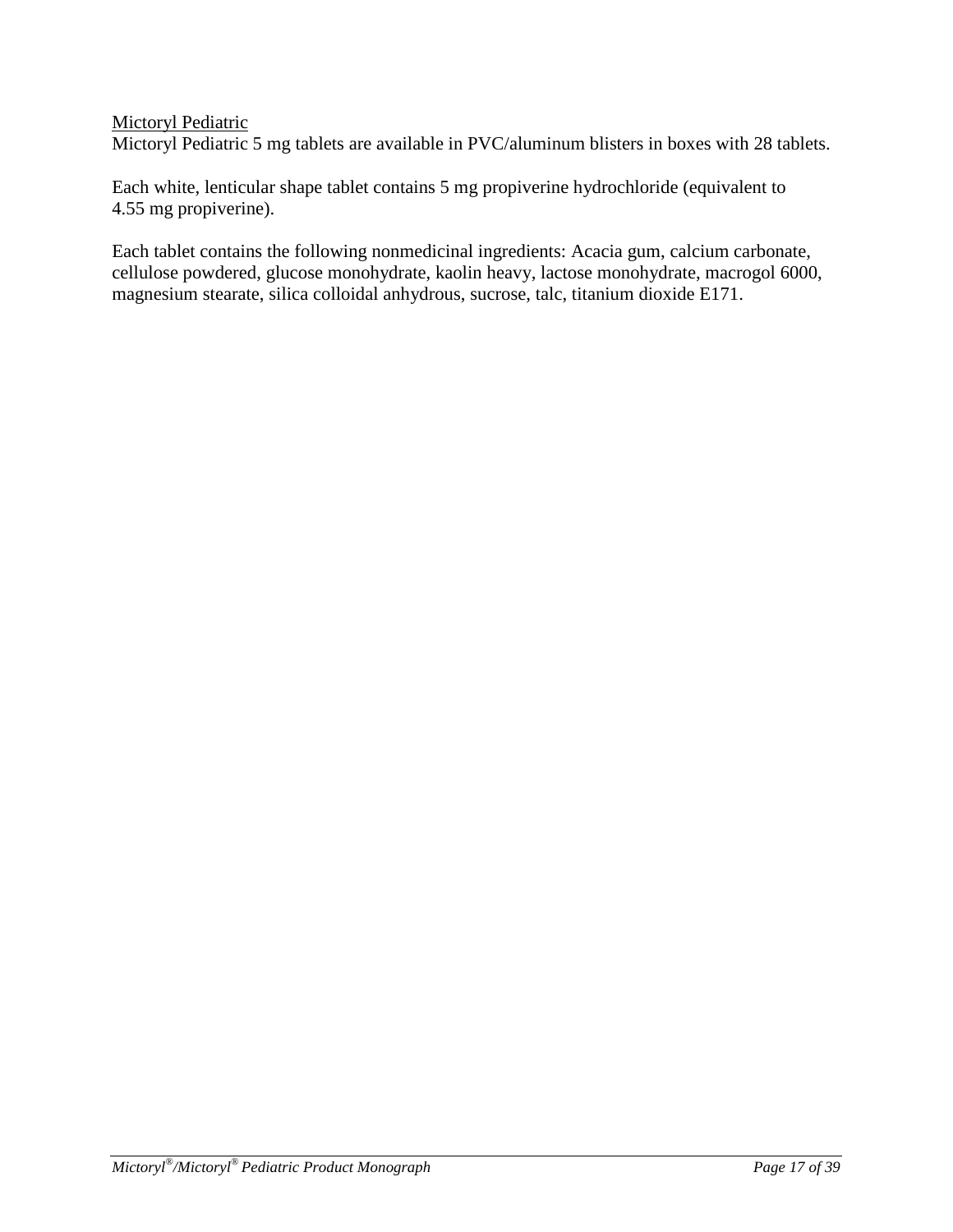<u>Mictoryl Pediatric</u>

Mictoryl Pediatric 5 mg tablets are available in PVC/aluminum blisters in boxes with 28 tablets.

Each white, lenticular shape tablet contains 5 mg propiverine hydrochloride (equivalent to 4.55 mg propiverine).

Each tablet contains the following nonmedicinal ingredients: Acacia gum, calcium carbonate, cellulose powdered, glucose monohydrate, kaolin heavy, lactose monohydrate, macrogol 6000, magnesium stearate, silica colloidal anhydrous, sucrose, talc, titanium dioxide E171.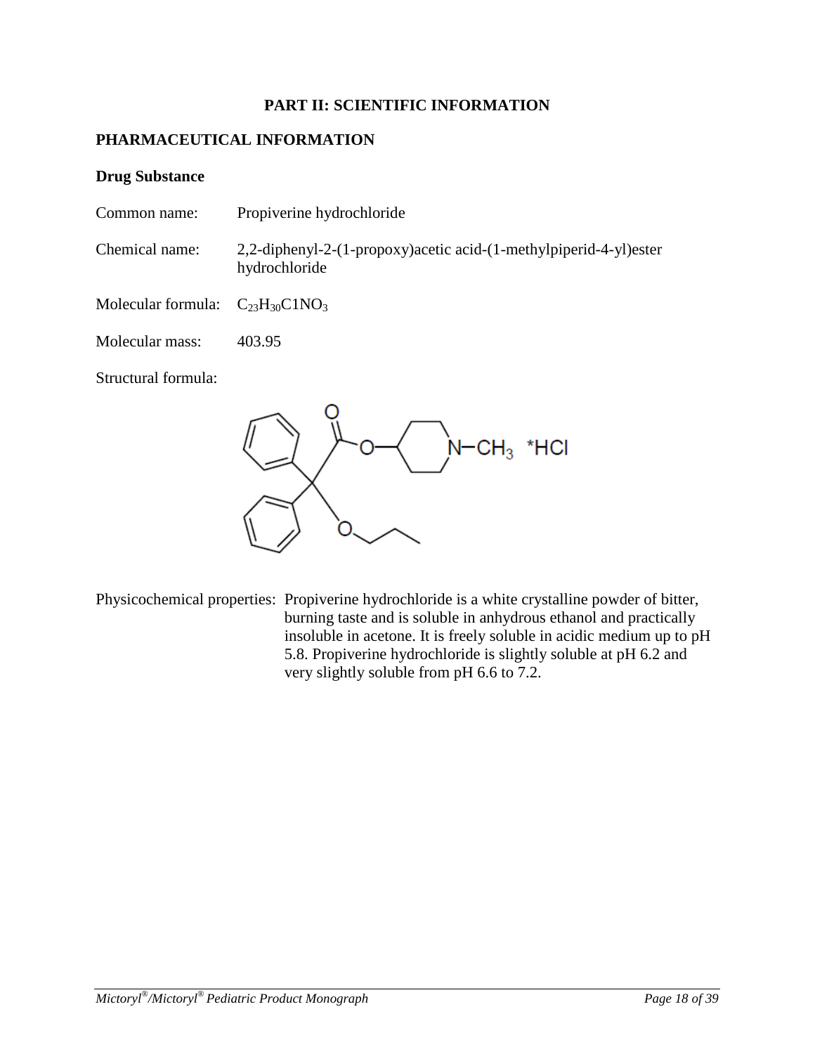## PART II: SCIENTIFIC INFORMATION

## PHARMACEUTICAL INFORMATION

### Drug Substance

Common name: Propiverine hydrochloride

Chemical name: 2,2-diphenyl-2-(1-propoxy)acetic acid-(1-methylpiperid-4-yl)ester hydrochloride

Molecular formula: $C_{23}H_{30}C1NO_3$

Molecular mass: 403.95

Structural formula:

Physicochemical properties: Propiverine hydrochloride is a white crystalline powder of bitter, burning taste and is soluble in anhydrous ethanol and practically insoluble in acetone. It is freely soluble in acidic medium up to pH 5.8. Propiverine hydrochloride is slightly soluble at pH 6.2 and very slightly soluble from pH 6.6 to 7.2.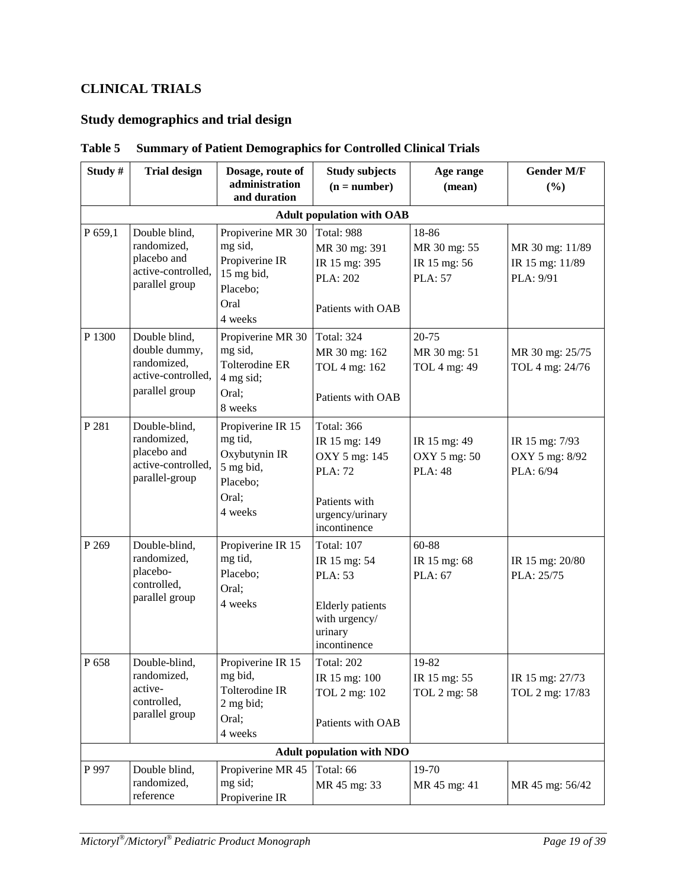## CLINICAL TRIALS

### Study demographics and trial design

**Table 5 Summary of Patient Demographics for Controlled Clinical Trials**

| Study # | Trial design | Dosage, route of administration and duration | Study subjects (n = number) | Age range (mean) | Gender M/F (%) |
|---|---|---|---|---|---|
| **Adult population with OAB** | | | | | |
| P 659,1 | Double blind, randomized, placebo and active-controlled, parallel group | Propiverine MR 30 mg sid, Propiverine IR 15 mg bid, Placebo; Oral 4 weeks | Total: 988 MR 30 mg: 391 IR 15 mg: 395 PLA: 202 Patients with OAB | 18-86 MR 30 mg: 55 IR 15 mg: 56 PLA: 57 | MR 30 mg: 11/89 IR 15 mg: 11/89 PLA: 9/91 |
| P 1300 | Double blind, double dummy, randomized, active-controlled, parallel group | Propiverine MR 30 mg sid, Tolterodine ER 4 mg sid; Oral; 8 weeks | Total: 324 MR 30 mg: 162 TOL 4 mg: 162 Patients with OAB | 20-75 MR 30 mg: 51 TOL 4 mg: 49 | MR 30 mg: 25/75 TOL 4 mg: 24/76 |
| P 281 | Double-blind, randomized, placebo and active-controlled, parallel-group | Propiverine IR 15 mg tid, Oxybutynin IR 5 mg bid, Placebo; Oral; 4 weeks | Total: 366 IR 15 mg: 149 OXY 5 mg: 145 PLA: 72 Patients with urgency/urinary incontinence | IR 15 mg: 49 OXY 5 mg: 50 PLA: 48 | IR 15 mg: 7/93 OXY 5 mg: 8/92 PLA: 6/94 |
| P 269 | Double-blind, randomized, placebo-controlled, parallel group | Propiverine IR 15 mg tid, Placebo; Oral; 4 weeks | Total: 107 IR 15 mg: 54 PLA: 53 Elderly patients with urgency/ urinary incontinence | 60-88 IR 15 mg: 68 PLA: 67 | IR 15 mg: 20/80 PLA: 25/75 |
| P 658 | Double-blind, randomized, active-controlled, parallel group | Propiverine IR 15 mg bid, Tolterodine IR 2 mg bid; Oral; 4 weeks | Total: 202 IR 15 mg: 100 TOL 2 mg: 102 Patients with OAB | 19-82 IR 15 mg: 55 TOL 2 mg: 58 | IR 15 mg: 27/73 TOL 2 mg: 17/83 |
| **Adult population with NDO** | | | | | |
| P 997 | Double blind, randomized, reference | Propiverine MR 45 mg sid; Propiverine IR | Total: 66 MR 45 mg: 33 | 19-70 MR 45 mg: 41 | MR 45 mg: 56/42 |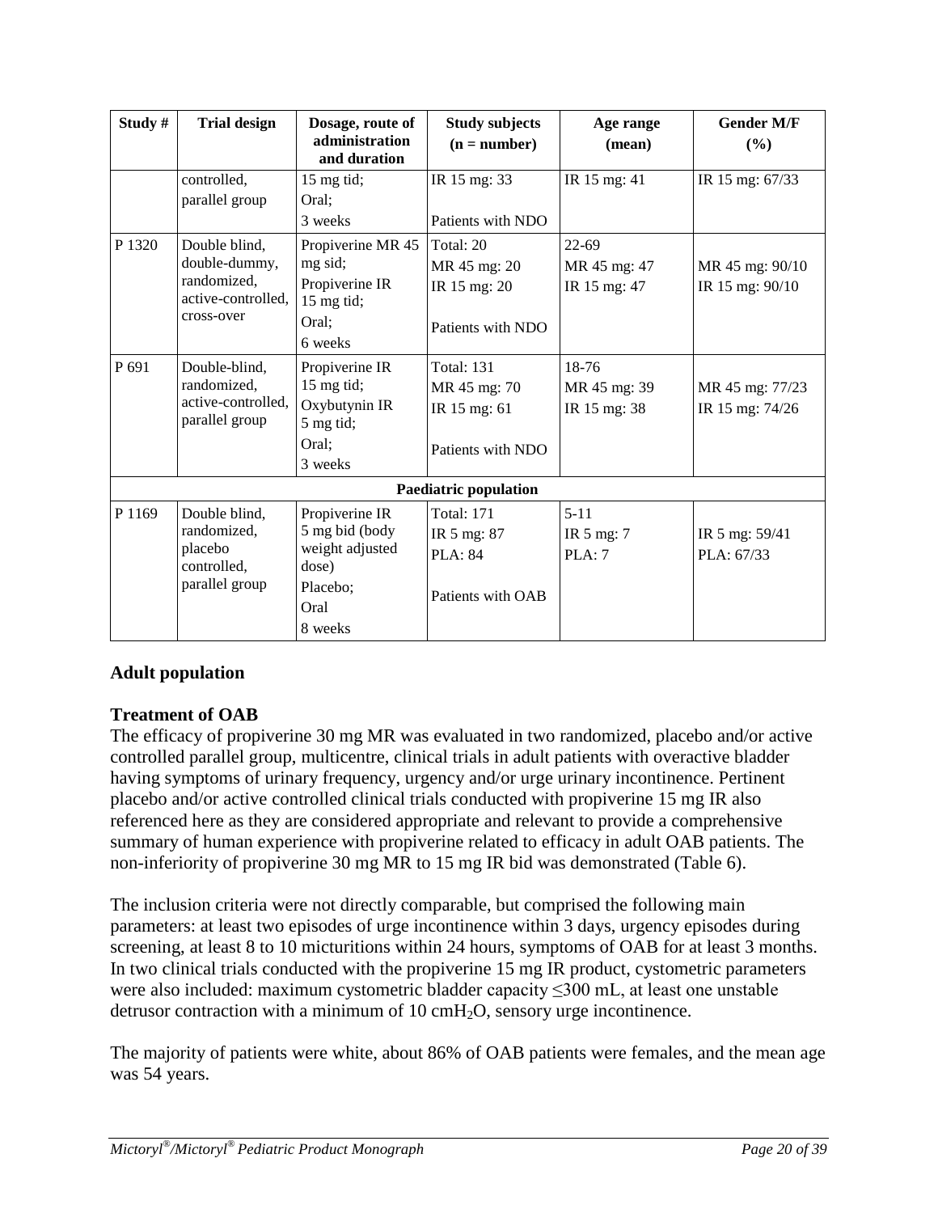| Study # | Trial design | Dosage, route of administration and duration | Study subjects (n = number) | Age range (mean) | Gender M/F (%) |
|---|---|---|---|---|---|
| | controlled, parallel group | 15 mg tid; Oral; 3 weeks | IR 15 mg: 33 Patients with NDO | IR 15 mg: 41 | IR 15 mg: 67/33 |
| P 1320 | Double blind, double-dummy, randomized, active-controlled, cross-over | Propiverine MR 45 mg sid; Propiverine IR 15 mg tid; Oral; 6 weeks | Total: 20 MR 45 mg: 20 IR 15 mg: 20 Patients with NDO | 22-69 MR 45 mg: 47 IR 15 mg: 47 | MR 45 mg: 90/10 IR 15 mg: 90/10 |
| P 691 | Double-blind, randomized, active-controlled, parallel group | Propiverine IR 15 mg tid; Oxybutynin IR 5 mg tid; Oral; 3 weeks | Total: 131 MR 45 mg: 70 IR 15 mg: 61 Patients with NDO | 18-76 MR 45 mg: 39 IR 15 mg: 38 | MR 45 mg: 77/23 IR 15 mg: 74/26 |
| **Paediatric population** | | | | | |
| P 1169 | Double blind, randomized, placebo controlled, parallel group | Propiverine IR 5 mg bid (body weight adjusted dose) Placebo; Oral 8 weeks | Total: 171 IR 5 mg: 87 PLA: 84 Patients with OAB | 5-11 IR 5 mg: 7 PLA: 7 | IR 5 mg: 59/41 PLA: 67/33 |

## Adult population

### Treatment of OAB

The efficacy of propiverine 30 mg MR was evaluated in two randomized, placebo and/or active controlled parallel group, multicentre, clinical trials in adult patients with overactive bladder having symptoms of urinary frequency, urgency and/or urge urinary incontinence. Pertinent placebo and/or active controlled clinical trials conducted with propiverine 15 mg IR also referenced here as they are considered appropriate and relevant to provide a comprehensive summary of human experience with propiverine related to efficacy in adult OAB patients. The non-inferiority of propiverine 30 mg MR to 15 mg IR bid was demonstrated (Table 6).

The inclusion criteria were not directly comparable, but comprised the following main parameters: at least two episodes of urge incontinence within 3 days, urgency episodes during screening, at least 8 to 10 micturitions within 24 hours, symptoms of OAB for at least 3 months. In two clinical trials conducted with the propiverine 15 mg IR product, cystometric parameters were also included: maximum cystometric bladder capacity ≤300 mL, at least one unstable detrusor contraction with a minimum of 10 cm$H_2O$, sensory urge incontinence.

The majority of patients were white, about 86% of OAB patients were females, and the mean age was 54 years.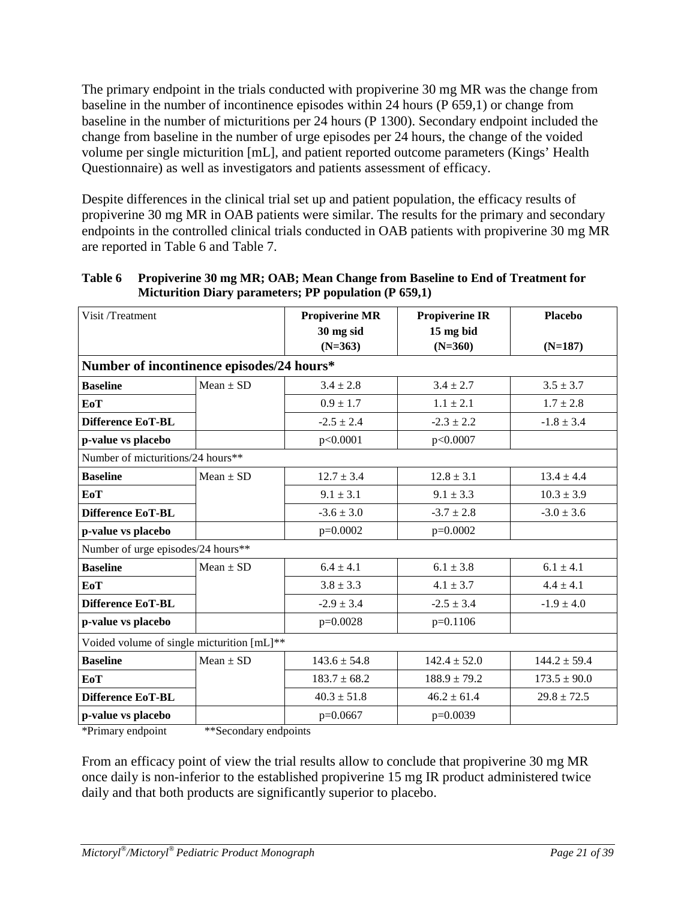The primary endpoint in the trials conducted with propiverine 30 mg MR was the change from baseline in the number of incontinence episodes within 24 hours (P 659,1) or change from baseline in the number of micturitions per 24 hours (P 1300). Secondary endpoint included the change from baseline in the number of urge episodes per 24 hours, the change of the voided volume per single micturition [mL], and patient reported outcome parameters (Kings' Health Questionnaire) as well as investigators and patients assessment of efficacy.

Despite differences in the clinical trial set up and patient population, the efficacy results of propiverine 30 mg MR in OAB patients were similar. The results for the primary and secondary endpoints in the controlled clinical trials conducted in OAB patients with propiverine 30 mg MR are reported in Table 6 and Table 7.

**Table 6 Propiverine 30 mg MR; OAB; Mean Change from Baseline to End of Treatment for Micturition Diary parameters; PP population (P 659,1)**

| Visit /Treatment | | **Propiverine MR 30 mg sid (N=363)** | **Propiverine IR 15 mg bid (N=360)** | **Placebo (N=187)** |
|---|---|---|---|---|
| **Number of incontinence episodes/24 hours*** | | | | |
| **Baseline** | Mean ± SD | 3.4 ± 2.8 | 3.4 ± 2.7 | 3.5 ± 3.7 |
| **EoT** | | 0.9 ± 1.7 | 1.1 ± 2.1 | 1.7 ± 2.8 |
| **Difference EoT-BL** | | -2.5 ± 2.4 | -2.3 ± 2.2 | -1.8 ± 3.4 |
| **p-value vs placebo** | | p<0.0001 | p<0.0007 | |
| Number of micturitions/24 hours** | | | | |
| **Baseline** | Mean ± SD | 12.7 ± 3.4 | 12.8 ± 3.1 | 13.4 ± 4.4 |
| **EoT** | | 9.1 ± 3.1 | 9.1 ± 3.3 | 10.3 ± 3.9 |
| **Difference EoT-BL** | | -3.6 ± 3.0 | -3.7 ± 2.8 | -3.0 ± 3.6 |
| **p-value vs placebo** | | p=0.0002 | p=0.0002 | |
| Number of urge episodes/24 hours** | | | | |
| **Baseline** | Mean ± SD | 6.4 ± 4.1 | 6.1 ± 3.8 | 6.1 ± 4.1 |
| **EoT** | | 3.8 ± 3.3 | 4.1 ± 3.7 | 4.4 ± 4.1 |
| **Difference EoT-BL** | | -2.9 ± 3.4 | -2.5 ± 3.4 | -1.9 ± 4.0 |
| **p-value vs placebo** | | p=0.0028 | p=0.1106 | |
| Voided volume of single micturition [mL]** | | | | |
| **Baseline** | Mean ± SD | 143.6 ± 54.8 | 142.4 ± 52.0 | 144.2 ± 59.4 |
| **EoT** | | 183.7 ± 68.2 | 188.9 ± 79.2 | 173.5 ± 90.0 |
| **Difference EoT-BL** | | 40.3 ± 51.8 | 46.2 ± 61.4 | 29.8 ± 72.5 |
| **p-value vs placebo** | | p=0.0667 | p=0.0039 | |

*Primary endpoint **Secondary endpoints

From an efficacy point of view the trial results allow to conclude that propiverine 30 mg MR once daily is non-inferior to the established propiverine 15 mg IR product administered twice daily and that both products are significantly superior to placebo.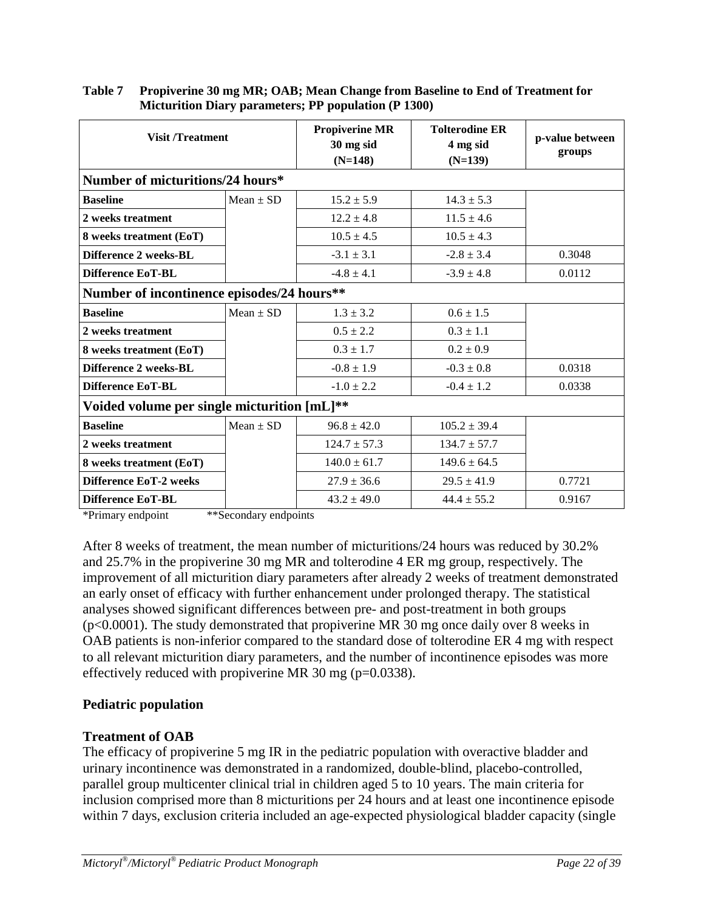**Table 7 Propiverine 30 mg MR; OAB; Mean Change from Baseline to End of Treatment for Micturition Diary parameters; PP population (P 1300)**

| Visit /Treatment | | Propiverine MR 30 mg sid (N=148) | Tolterodine ER 4 mg sid (N=139) | p-value between groups |
|---|---|---|---|---|
| **Number of micturitions/24 hours*** | | | | |
| **Baseline** | Mean ± SD | 15.2 ± 5.9 | 14.3 ± 5.3 | |
| **2 weeks treatment** | | 12.2 ± 4.8 | 11.5 ± 4.6 | |
| **8 weeks treatment (EoT)** | | 10.5 ± 4.5 | 10.5 ± 4.3 | |
| **Difference 2 weeks-BL** | | -3.1 ± 3.1 | -2.8 ± 3.4 | 0.3048 |
| **Difference EoT-BL** | | -4.8 ± 4.1 | -3.9 ± 4.8 | 0.0112 |
| **Number of incontinence episodes/24 hours**** | | | | |
| **Baseline** | Mean ± SD | 1.3 ± 3.2 | 0.6 ± 1.5 | |
| **2 weeks treatment** | | 0.5 ± 2.2 | 0.3 ± 1.1 | |
| **8 weeks treatment (EoT)** | | 0.3 ± 1.7 | 0.2 ± 0.9 | |
| **Difference 2 weeks-BL** | | -0.8 ± 1.9 | -0.3 ± 0.8 | 0.0318 |
| **Difference EoT-BL** | | -1.0 ± 2.2 | -0.4 ± 1.2 | 0.0338 |
| **Voided volume per single micturition [mL]**** | | | | |
| **Baseline** | Mean ± SD | 96.8 ± 42.0 | 105.2 ± 39.4 | |
| **2 weeks treatment** | | 124.7 ± 57.3 | 134.7 ± 57.7 | |
| **8 weeks treatment (EoT)** | | 140.0 ± 61.7 | 149.6 ± 64.5 | |
| **Difference EoT-2 weeks** | | 27.9 ± 36.6 | 29.5 ± 41.9 | 0.7721 |
| **Difference EoT-BL** | | 43.2 ± 49.0 | 44.4 ± 55.2 | 0.9167 |

*Primary endpoint **Secondary endpoints

After 8 weeks of treatment, the mean number of micturitions/24 hours was reduced by 30.2% and 25.7% in the propiverine 30 mg MR and tolterodine 4 ER mg group, respectively. The improvement of all micturition diary parameters after already 2 weeks of treatment demonstrated an early onset of efficacy with further enhancement under prolonged therapy. The statistical analyses showed significant differences between pre- and post-treatment in both groups ($p<0.0001$). The study demonstrated that propiverine MR 30 mg once daily over 8 weeks in OAB patients is non-inferior compared to the standard dose of tolterodine ER 4 mg with respect to all relevant micturition diary parameters, and the number of incontinence episodes was more effectively reduced with propiverine MR 30 mg ($p=0.0338$).

## Pediatric population

### Treatment of OAB

The efficacy of propiverine 5 mg IR in the pediatric population with overactive bladder and urinary incontinence was demonstrated in a randomized, double-blind, placebo-controlled, parallel group multicenter clinical trial in children aged 5 to 10 years. The main criteria for inclusion comprised more than 8 micturitions per 24 hours and at least one incontinence episode within 7 days, exclusion criteria included an age-expected physiological bladder capacity (single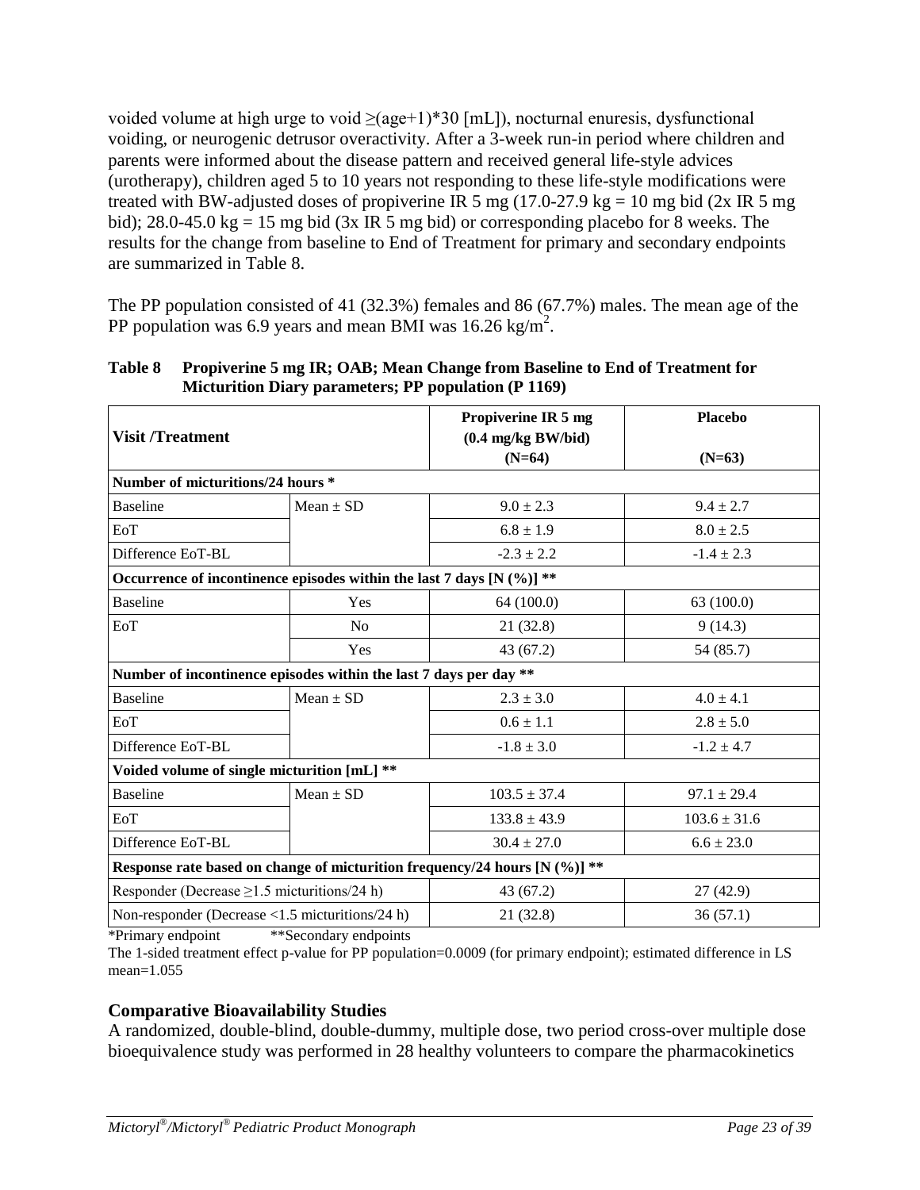voided volume at high urge to void ≥(age+1)*30 [mL]), nocturnal enuresis, dysfunctional voiding, or neurogenic detrusor overactivity. After a 3-week run-in period where children and parents were informed about the disease pattern and received general life-style advices (urotherapy), children aged 5 to 10 years not responding to these life-style modifications were treated with BW-adjusted doses of propiverine IR 5 mg (17.0-27.9 kg = 10 mg bid (2x IR 5 mg bid); 28.0-45.0 kg = 15 mg bid (3x IR 5 mg bid) or corresponding placebo for 8 weeks. The results for the change from baseline to End of Treatment for primary and secondary endpoints are summarized in Table 8.

The PP population consisted of 41 (32.3%) females and 86 (67.7%) males. The mean age of the PP population was 6.9 years and mean BMI was 16.26 kg/m$^2$.

**Table 8 Propiverine 5 mg IR; OAB; Mean Change from Baseline to End of Treatment for Micturition Diary parameters; PP population (P 1169)**

| Visit /Treatment | | Propiverine IR 5 mg (0.4 mg/kg BW/bid) (N=64) | Placebo (N=63) |
|---|---|---|---|
| **Number of micturitions/24 hours *** | | | |
| Baseline | Mean ± SD | 9.0 ± 2.3 | 9.4 ± 2.7 |
| EoT | | 6.8 ± 1.9 | 8.0 ± 2.5 |
| Difference EoT-BL | | -2.3 ± 2.2 | -1.4 ± 2.3 |
| **Occurrence of incontinence episodes within the last 7 days [N (%)] **** | | | |
| Baseline | Yes | 64 (100.0) | 63 (100.0) |
| EoT | No | 21 (32.8) | 9 (14.3) |
| | Yes | 43 (67.2) | 54 (85.7) |
| **Number of incontinence episodes within the last 7 days per day **** | | | |
| Baseline | Mean ± SD | 2.3 ± 3.0 | 4.0 ± 4.1 |
| EoT | | 0.6 ± 1.1 | 2.8 ± 5.0 |
| Difference EoT-BL | | -1.8 ± 3.0 | -1.2 ± 4.7 |
| **Voided volume of single micturition [mL] **** | | | |
| Baseline | Mean ± SD | 103.5 ± 37.4 | 97.1 ± 29.4 |
| EoT | | 133.8 ± 43.9 | 103.6 ± 31.6 |
| Difference EoT-BL | | 30.4 ± 27.0 | 6.6 ± 23.0 |
| **Response rate based on change of micturition frequency/24 hours [N (%)] **** | | | |
| Responder (Decrease ≥1.5 micturitions/24 h) | | 43 (67.2) | 27 (42.9) |
| Non-responder (Decrease <1.5 micturitions/24 h) | | 21 (32.8) | 36 (57.1) |

*Primary endpoint **Secondary endpoints

The 1-sided treatment effect p-value for PP population=0.0009 (for primary endpoint); estimated difference in LS mean=1.055

## Comparative Bioavailability Studies

A randomized, double-blind, double-dummy, multiple dose, two period cross-over multiple dose bioequivalence study was performed in 28 healthy volunteers to compare the pharmacokinetics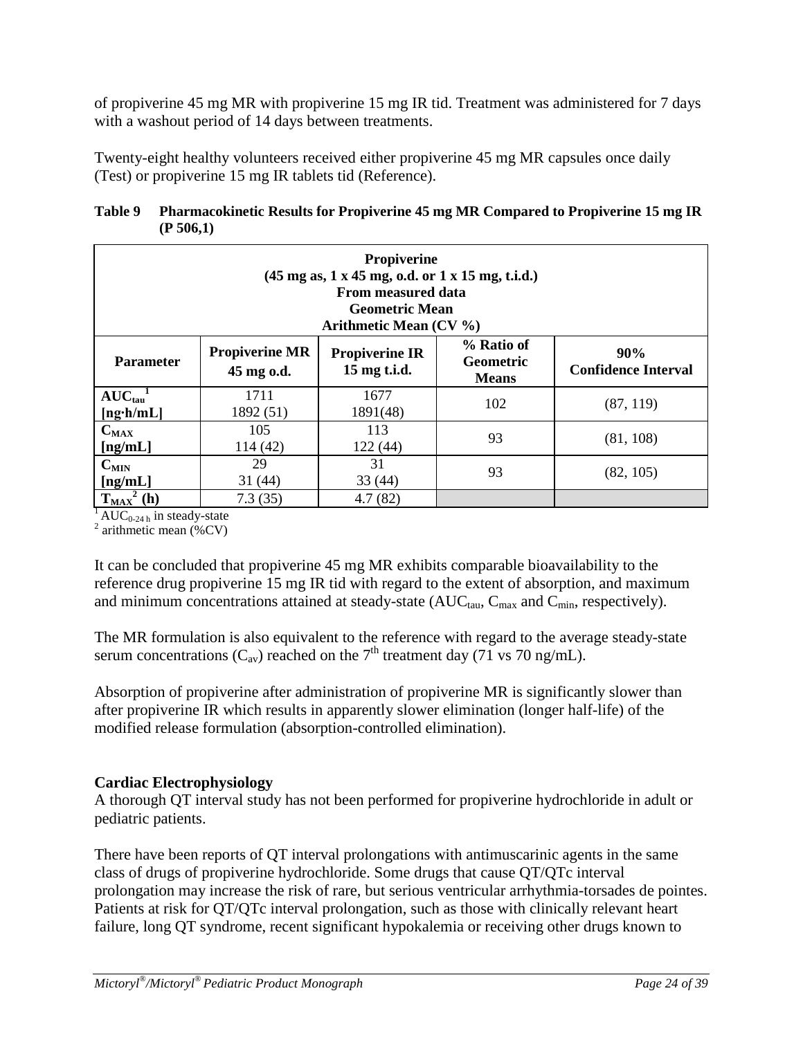of propiverine 45 mg MR with propiverine 15 mg IR tid. Treatment was administered for 7 days with a washout period of 14 days between treatments.

Twenty-eight healthy volunteers received either propiverine 45 mg MR capsules once daily (Test) or propiverine 15 mg IR tablets tid (Reference).

**Table 9 Pharmacokinetic Results for Propiverine 45 mg MR Compared to Propiverine 15 mg IR (P 506,1)**

| **Propiverine (45 mg as, 1 x 45 mg, o.d. or 1 x 15 mg, t.i.d.) From measured data Geometric Mean Arithmetic Mean (CV %)** | | | | |
|---|---|---|---|---|
| **Parameter** | **Propiverine MR 45 mg o.d.** | **Propiverine IR 15 mg t.i.d.** | **% Ratio of Geometric Means** | **90% Confidence Interval** |
| $AUC_{tau}$[1] [ng·h/mL] | 1711<br>1892 (51) | 1677<br>1891(48) | 102 | (87, 119) |
| $C_{MAX}$ [ng/mL] | 105<br>114 (42) | 113<br>122 (44) | 93 | (81, 108) |
| $C_{MIN}$ [ng/mL] | 29<br>31 (44) | 31<br>33 (44) | 93 | (82, 105) |
| $T_{MAX}$[2] (h) | 7.3 (35) | 4.7 (82) | | |

[1] $AUC_{0\text{-}24\,h}$ in steady-state
[2] arithmetic mean (%CV)

It can be concluded that propiverine 45 mg MR exhibits comparable bioavailability to the reference drug propiverine 15 mg IR tid with regard to the extent of absorption, and maximum and minimum concentrations attained at steady-state ($AUC_{tau}$, $C_{max}$ and $C_{min}$, respectively).

The MR formulation is also equivalent to the reference with regard to the average steady-state serum concentrations ($C_{av}$) reached on the 7th treatment day (71 vs 70 ng/mL).

Absorption of propiverine after administration of propiverine MR is significantly slower than after propiverine IR which results in apparently slower elimination (longer half-life) of the modified release formulation (absorption-controlled elimination).

**Cardiac Electrophysiology**

A thorough QT interval study has not been performed for propiverine hydrochloride in adult or pediatric patients.

There have been reports of QT interval prolongations with antimuscarinic agents in the same class of drugs of propiverine hydrochloride. Some drugs that cause QT/QTc interval prolongation may increase the risk of rare, but serious ventricular arrhythmia-torsades de pointes. Patients at risk for QT/QTc interval prolongation, such as those with clinically relevant heart failure, long QT syndrome, recent significant hypokalemia or receiving other drugs known to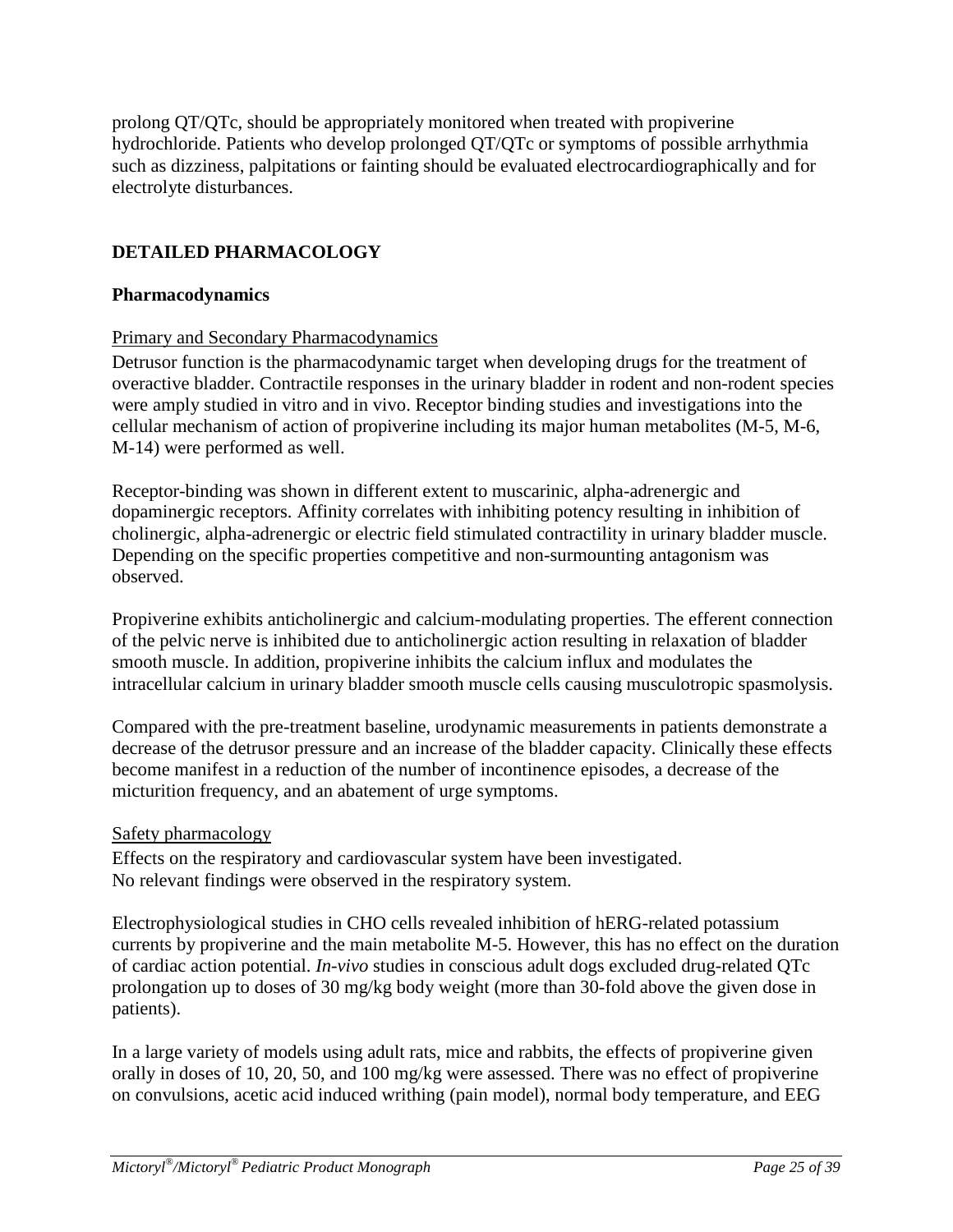prolong QT/QTc, should be appropriately monitored when treated with propiverine hydrochloride. Patients who develop prolonged QT/QTc or symptoms of possible arrhythmia such as dizziness, palpitations or fainting should be evaluated electrocardiographically and for electrolyte disturbances.

## DETAILED PHARMACOLOGY

### Pharmacodynamics

Primary and Secondary Pharmacodynamics

Detrusor function is the pharmacodynamic target when developing drugs for the treatment of overactive bladder. Contractile responses in the urinary bladder in rodent and non-rodent species were amply studied in vitro and in vivo. Receptor binding studies and investigations into the cellular mechanism of action of propiverine including its major human metabolites (M-5, M-6, M-14) were performed as well.

Receptor-binding was shown in different extent to muscarinic, alpha-adrenergic and dopaminergic receptors. Affinity correlates with inhibiting potency resulting in inhibition of cholinergic, alpha-adrenergic or electric field stimulated contractility in urinary bladder muscle. Depending on the specific properties competitive and non-surmounting antagonism was observed.

Propiverine exhibits anticholinergic and calcium-modulating properties. The efferent connection of the pelvic nerve is inhibited due to anticholinergic action resulting in relaxation of bladder smooth muscle. In addition, propiverine inhibits the calcium influx and modulates the intracellular calcium in urinary bladder smooth muscle cells causing musculotropic spasmolysis.

Compared with the pre-treatment baseline, urodynamic measurements in patients demonstrate a decrease of the detrusor pressure and an increase of the bladder capacity. Clinically these effects become manifest in a reduction of the number of incontinence episodes, a decrease of the micturition frequency, and an abatement of urge symptoms.

Safety pharmacology

Effects on the respiratory and cardiovascular system have been investigated.
No relevant findings were observed in the respiratory system.

Electrophysiological studies in CHO cells revealed inhibition of hERG-related potassium currents by propiverine and the main metabolite M-5. However, this has no effect on the duration of cardiac action potential. *In-vivo* studies in conscious adult dogs excluded drug-related QTc prolongation up to doses of 30 mg/kg body weight (more than 30-fold above the given dose in patients).

In a large variety of models using adult rats, mice and rabbits, the effects of propiverine given orally in doses of 10, 20, 50, and 100 mg/kg were assessed. There was no effect of propiverine on convulsions, acetic acid induced writhing (pain model), normal body temperature, and EEG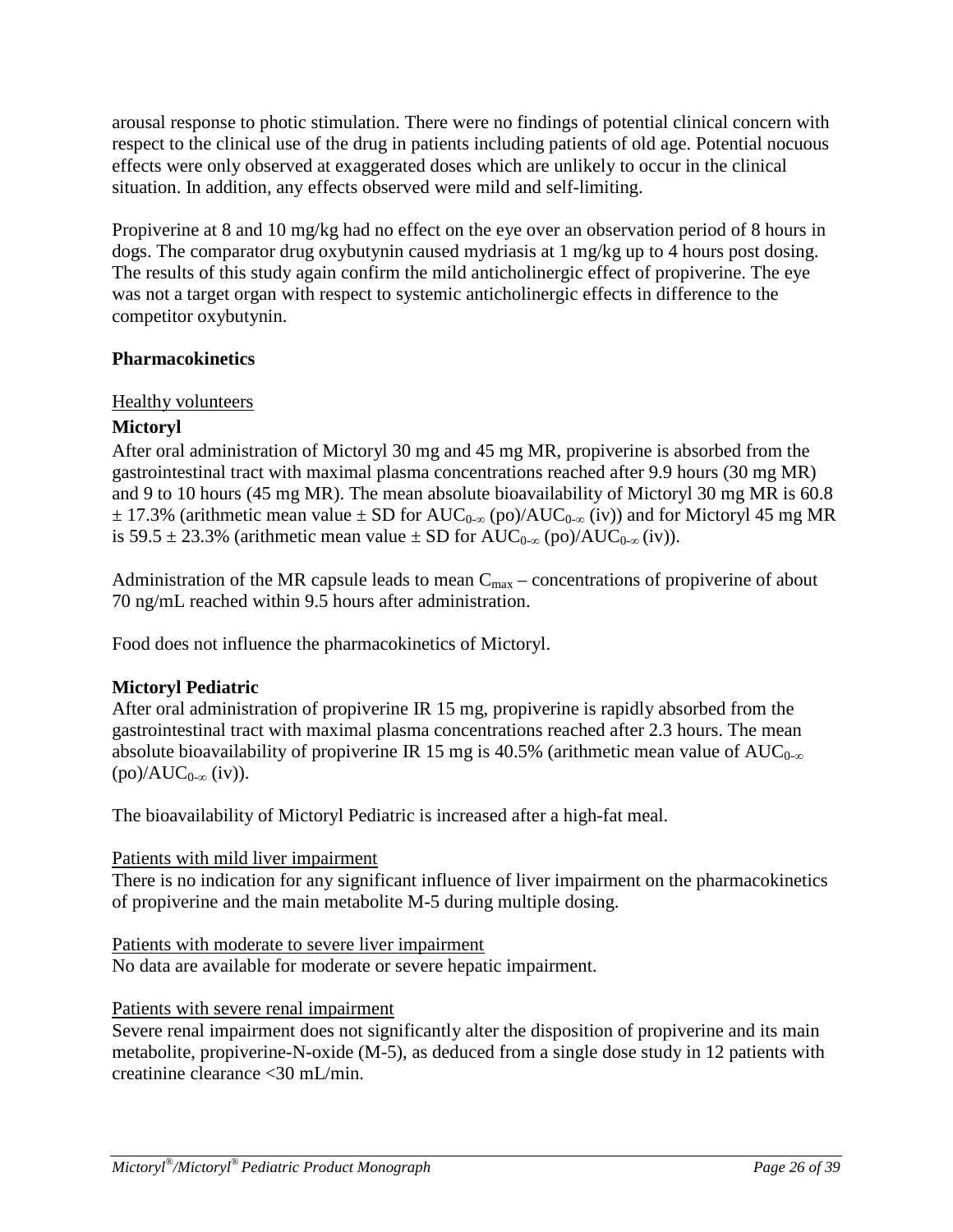arousal response to photic stimulation. There were no findings of potential clinical concern with respect to the clinical use of the drug in patients including patients of old age. Potential nocuous effects were only observed at exaggerated doses which are unlikely to occur in the clinical situation. In addition, any effects observed were mild and self-limiting.

Propiverine at 8 and 10 mg/kg had no effect on the eye over an observation period of 8 hours in dogs. The comparator drug oxybutynin caused mydriasis at 1 mg/kg up to 4 hours post dosing. The results of this study again confirm the mild anticholinergic effect of propiverine. The eye was not a target organ with respect to systemic anticholinergic effects in difference to the competitor oxybutynin.

**Pharmacokinetics**

Healthy volunteers

**Mictoryl**

After oral administration of Mictoryl 30 mg and 45 mg MR, propiverine is absorbed from the gastrointestinal tract with maximal plasma concentrations reached after 9.9 hours (30 mg MR) and 9 to 10 hours (45 mg MR). The mean absolute bioavailability of Mictoryl 30 mg MR is 60.8 ± 17.3% (arithmetic mean value ± SD for $AUC_{0-\infty}$ (po)/$AUC_{0-\infty}$ (iv)) and for Mictoryl 45 mg MR is 59.5 ± 23.3% (arithmetic mean value ± SD for $AUC_{0-\infty}$ (po)/$AUC_{0-\infty}$ (iv)).

Administration of the MR capsule leads to mean $C_{max}$ – concentrations of propiverine of about 70 ng/mL reached within 9.5 hours after administration.

Food does not influence the pharmacokinetics of Mictoryl.

**Mictoryl Pediatric**

After oral administration of propiverine IR 15 mg, propiverine is rapidly absorbed from the gastrointestinal tract with maximal plasma concentrations reached after 2.3 hours. The mean absolute bioavailability of propiverine IR 15 mg is 40.5% (arithmetic mean value of $AUC_{0-\infty}$ (po)/$AUC_{0-\infty}$ (iv)).

The bioavailability of Mictoryl Pediatric is increased after a high-fat meal.

Patients with mild liver impairment

There is no indication for any significant influence of liver impairment on the pharmacokinetics of propiverine and the main metabolite M-5 during multiple dosing.

Patients with moderate to severe liver impairment

No data are available for moderate or severe hepatic impairment.

Patients with severe renal impairment

Severe renal impairment does not significantly alter the disposition of propiverine and its main metabolite, propiverine-N-oxide (M-5), as deduced from a single dose study in 12 patients with creatinine clearance <30 mL/min.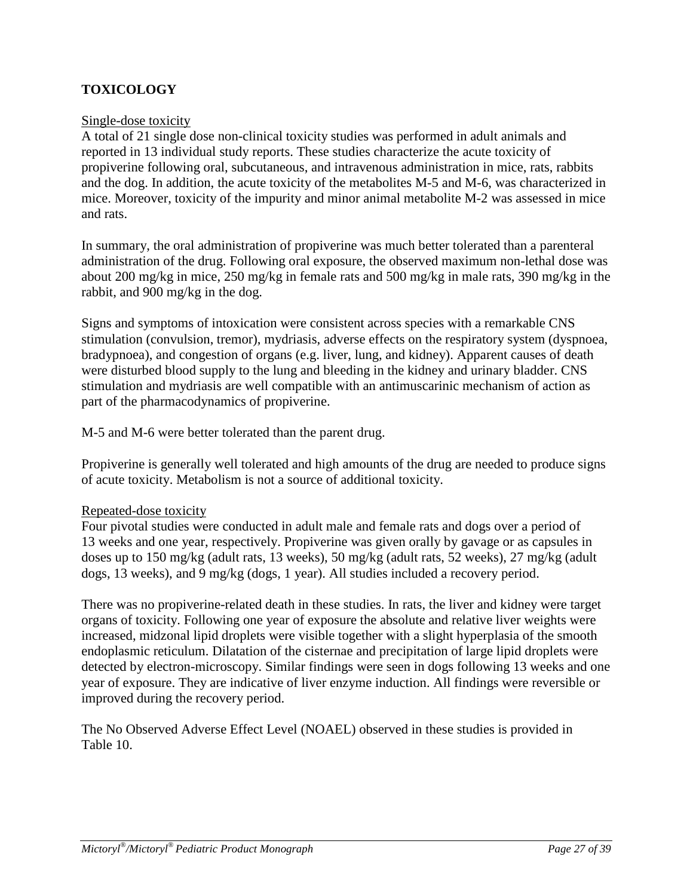## TOXICOLOGY

Single-dose toxicity

A total of 21 single dose non-clinical toxicity studies was performed in adult animals and reported in 13 individual study reports. These studies characterize the acute toxicity of propiverine following oral, subcutaneous, and intravenous administration in mice, rats, rabbits and the dog. In addition, the acute toxicity of the metabolites M-5 and M-6, was characterized in mice. Moreover, toxicity of the impurity and minor animal metabolite M-2 was assessed in mice and rats.

In summary, the oral administration of propiverine was much better tolerated than a parenteral administration of the drug. Following oral exposure, the observed maximum non-lethal dose was about 200 mg/kg in mice, 250 mg/kg in female rats and 500 mg/kg in male rats, 390 mg/kg in the rabbit, and 900 mg/kg in the dog.

Signs and symptoms of intoxication were consistent across species with a remarkable CNS stimulation (convulsion, tremor), mydriasis, adverse effects on the respiratory system (dyspnoea, bradypnoea), and congestion of organs (e.g. liver, lung, and kidney). Apparent causes of death were disturbed blood supply to the lung and bleeding in the kidney and urinary bladder. CNS stimulation and mydriasis are well compatible with an antimuscarinic mechanism of action as part of the pharmacodynamics of propiverine.

M-5 and M-6 were better tolerated than the parent drug.

Propiverine is generally well tolerated and high amounts of the drug are needed to produce signs of acute toxicity. Metabolism is not a source of additional toxicity.

Repeated-dose toxicity

Four pivotal studies were conducted in adult male and female rats and dogs over a period of 13 weeks and one year, respectively. Propiverine was given orally by gavage or as capsules in doses up to 150 mg/kg (adult rats, 13 weeks), 50 mg/kg (adult rats, 52 weeks), 27 mg/kg (adult dogs, 13 weeks), and 9 mg/kg (dogs, 1 year). All studies included a recovery period.

There was no propiverine-related death in these studies. In rats, the liver and kidney were target organs of toxicity. Following one year of exposure the absolute and relative liver weights were increased, midzonal lipid droplets were visible together with a slight hyperplasia of the smooth endoplasmic reticulum. Dilatation of the cisternae and precipitation of large lipid droplets were detected by electron-microscopy. Similar findings were seen in dogs following 13 weeks and one year of exposure. They are indicative of liver enzyme induction. All findings were reversible or improved during the recovery period.

The No Observed Adverse Effect Level (NOAEL) observed in these studies is provided in Table 10.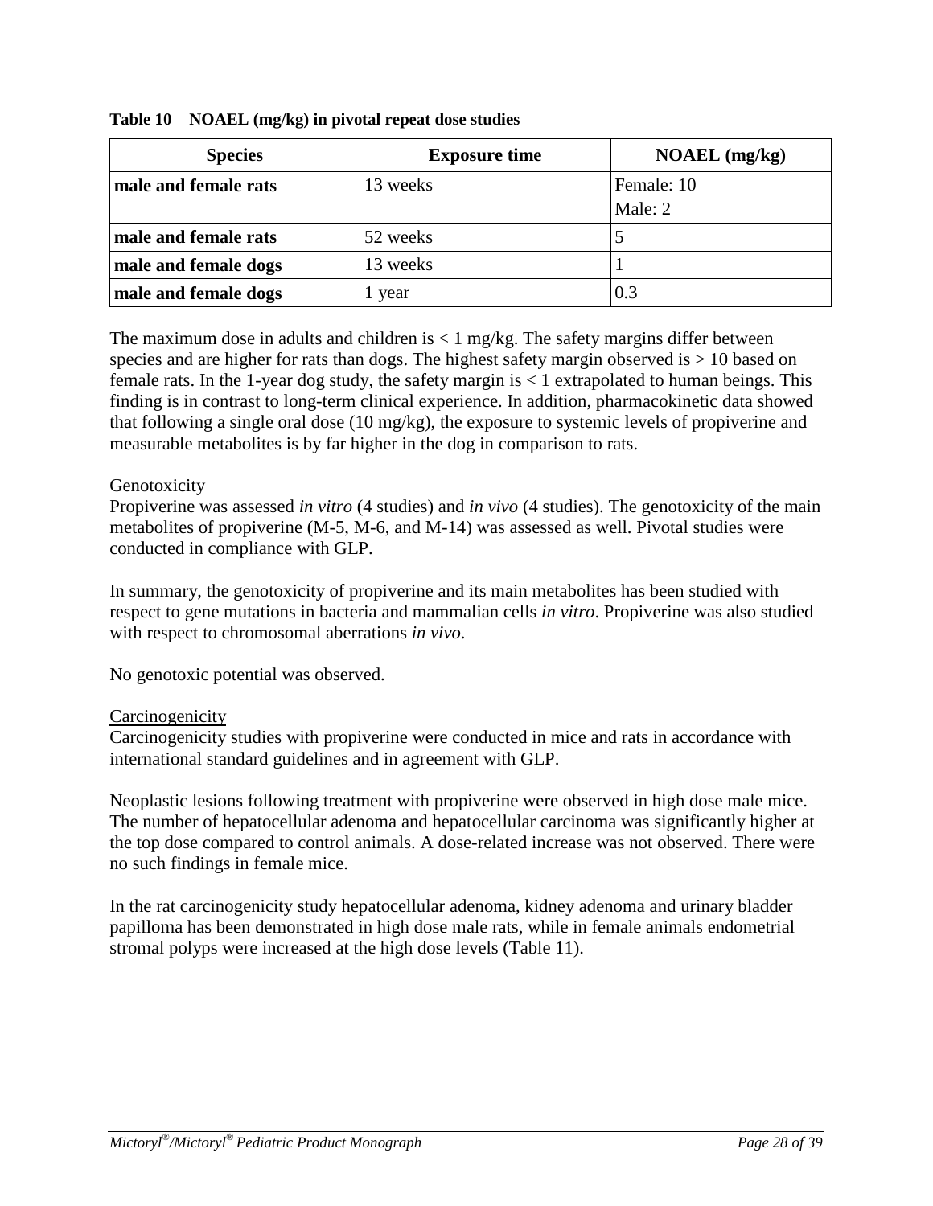**Table 10 NOAEL (mg/kg) in pivotal repeat dose studies**

| Species | Exposure time | NOAEL (mg/kg) |
|---|---|---|
| **male and female rats** | 13 weeks | Female: 10<br>Male: 2 |
| **male and female rats** | 52 weeks | 5 |
| **male and female dogs** | 13 weeks | 1 |
| **male and female dogs** | 1 year | 0.3 |

The maximum dose in adults and children is < 1 mg/kg. The safety margins differ between species and are higher for rats than dogs. The highest safety margin observed is > 10 based on female rats. In the 1-year dog study, the safety margin is < 1 extrapolated to human beings. This finding is in contrast to long-term clinical experience. In addition, pharmacokinetic data showed that following a single oral dose (10 mg/kg), the exposure to systemic levels of propiverine and measurable metabolites is by far higher in the dog in comparison to rats.

Genotoxicity

Propiverine was assessed *in vitro* (4 studies) and *in vivo* (4 studies). The genotoxicity of the main metabolites of propiverine (M-5, M-6, and M-14) was assessed as well. Pivotal studies were conducted in compliance with GLP.

In summary, the genotoxicity of propiverine and its main metabolites has been studied with respect to gene mutations in bacteria and mammalian cells *in vitro*. Propiverine was also studied with respect to chromosomal aberrations *in vivo*.

No genotoxic potential was observed.

Carcinogenicity

Carcinogenicity studies with propiverine were conducted in mice and rats in accordance with international standard guidelines and in agreement with GLP.

Neoplastic lesions following treatment with propiverine were observed in high dose male mice. The number of hepatocellular adenoma and hepatocellular carcinoma was significantly higher at the top dose compared to control animals. A dose-related increase was not observed. There were no such findings in female mice.

In the rat carcinogenicity study hepatocellular adenoma, kidney adenoma and urinary bladder papilloma has been demonstrated in high dose male rats, while in female animals endometrial stromal polyps were increased at the high dose levels (Table 11).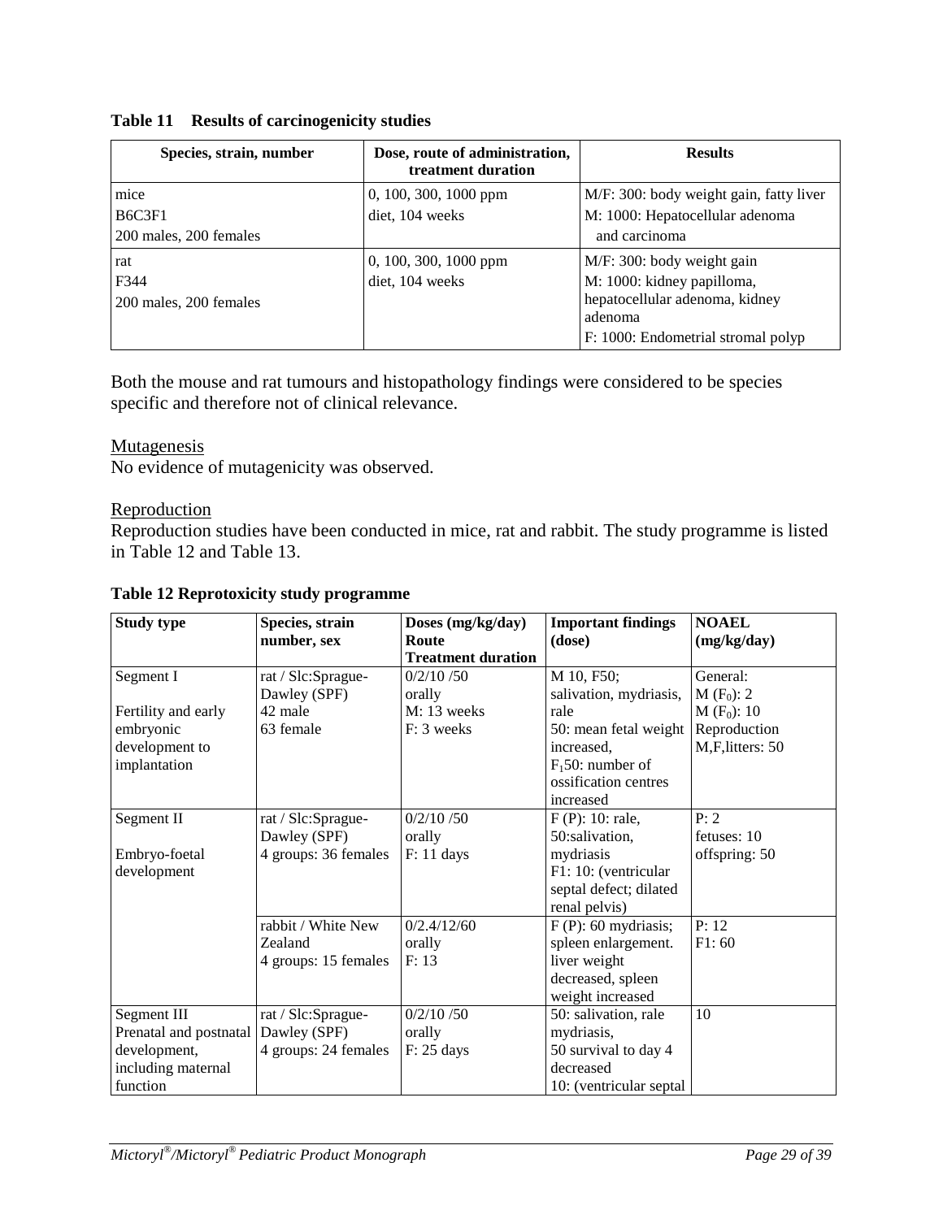**Table 11 Results of carcinogenicity studies**

| Species, strain, number | Dose, route of administration, treatment duration | Results |
|---|---|---|
| mice<br>B6C3F1<br>200 males, 200 females | 0, 100, 300, 1000 ppm<br>diet, 104 weeks | M/F: 300: body weight gain, fatty liver<br>M: 1000: Hepatocellular adenoma and carcinoma |
| rat<br>F344<br>200 males, 200 females | 0, 100, 300, 1000 ppm<br>diet, 104 weeks | M/F: 300: body weight gain<br>M: 1000: kidney papilloma, hepatocellular adenoma, kidney adenoma<br>F: 1000: Endometrial stromal polyp |

Both the mouse and rat tumours and histopathology findings were considered to be species specific and therefore not of clinical relevance.

Mutagenesis

No evidence of mutagenicity was observed.

Reproduction

Reproduction studies have been conducted in mice, rat and rabbit. The study programme is listed in Table 12 and Table 13.

**Table 12 Reprotoxicity study programme**

| Study type | Species, strain number, sex | Doses (mg/kg/day) Route Treatment duration | Important findings (dose) | NOAEL (mg/kg/day) |
|---|---|---|---|---|
| Segment I<br><br>Fertility and early embryonic development to implantation | rat / Slc:Sprague-Dawley (SPF)<br>42 male<br>63 female | 0/2/10 /50<br>orally<br>M: 13 weeks<br>F: 3 weeks | M 10, F50;<br>salivation, mydriasis, rale<br>50: mean fetal weight increased,<br>$F_1$50: number of ossification centres increased | General:<br>M ($F_0$): 2<br>M ($F_0$): 10<br>Reproduction<br>M,F,litters: 50 |
| Segment II<br><br>Embryo-foetal development | rat / Slc:Sprague-Dawley (SPF)<br>4 groups: 36 females | 0/2/10 /50<br>orally<br>F: 11 days | F (P): 10: rale,<br>50:salivation, mydriasis<br>F1: 10: (ventricular septal defect; dilated renal pelvis) | P: 2<br>fetuses: 10<br>offspring: 50 |
| | rabbit / White New Zealand<br>4 groups: 15 females | 0/2.4/12/60<br>orally<br>F: 13 | F (P): 60 mydriasis; spleen enlargement. liver weight decreased, spleen weight increased | P: 12<br>F1: 60 |
| Segment III<br>Prenatal and postnatal development, including maternal function | rat / Slc:Sprague-Dawley (SPF)<br>4 groups: 24 females | 0/2/10 /50<br>orally<br>F: 25 days | 50: salivation, rale mydriasis,<br>50 survival to day 4 decreased<br>10: (ventricular septal | 10 |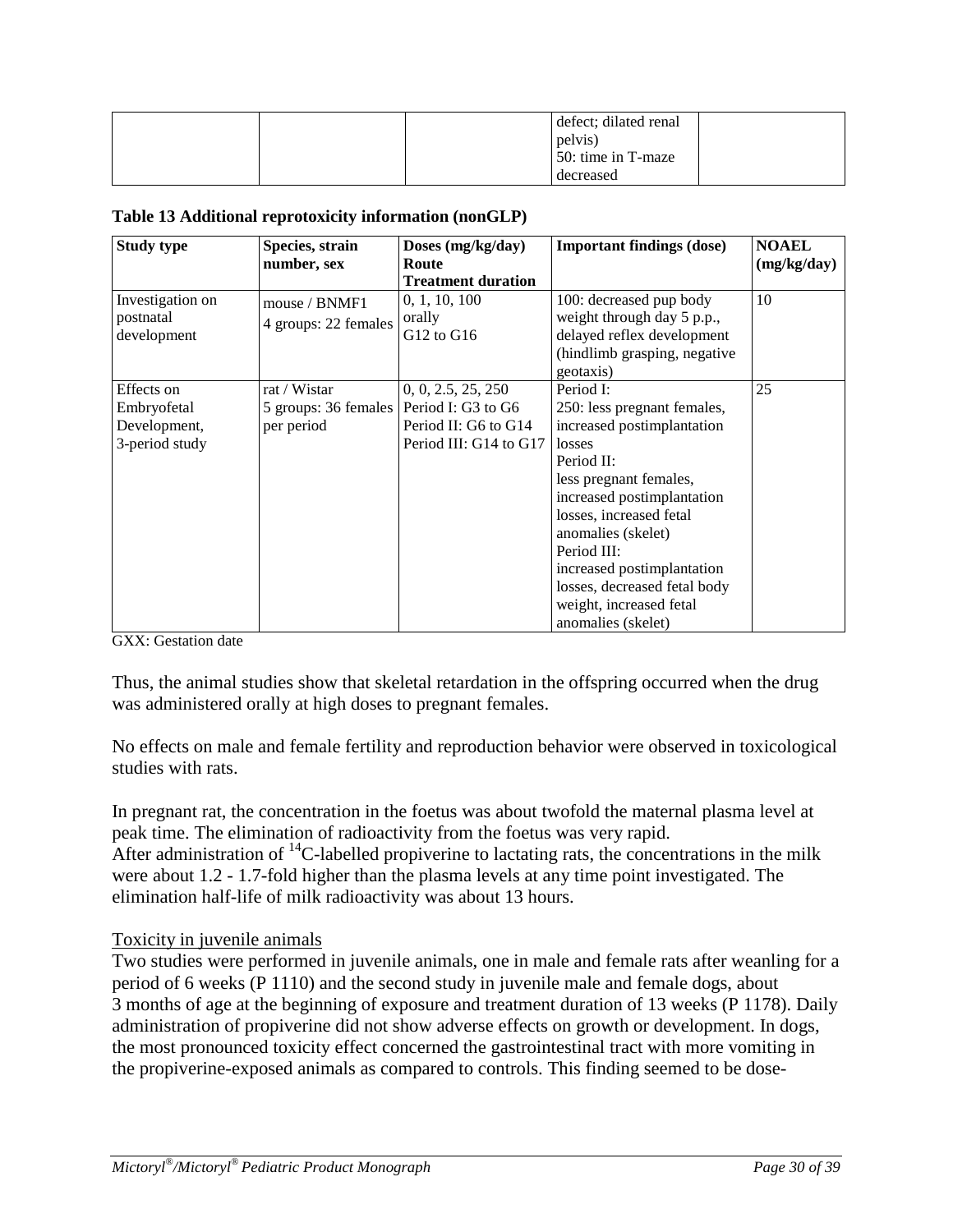| | | | defect; dilated renal pelvis)<br>50: time in T-maze decreased | |
|---|---|---|---|---|

**Table 13 Additional reprotoxicity information (nonGLP)**

| Study type | Species, strain number, sex | Doses (mg/kg/day) Route Treatment duration | Important findings (dose) | NOAEL (mg/kg/day) |
|---|---|---|---|---|
| Investigation on postnatal development | mouse / BNMF1<br>4 groups: 22 females | 0, 1, 10, 100<br>orally<br>G12 to G16 | 100: decreased pup body weight through day 5 p.p., delayed reflex development (hindlimb grasping, negative geotaxis) | 10 |
| Effects on Embryofetal Development, 3-period study | rat / Wistar<br>5 groups: 36 females per period | 0, 0, 2.5, 25, 250<br>Period I: G3 to G6<br>Period II: G6 to G14<br>Period III: G14 to G17 | Period I:<br>250: less pregnant females, increased postimplantation losses<br>Period II:<br>less pregnant females, increased postimplantation losses, increased fetal anomalies (skelet)<br>Period III:<br>increased postimplantation losses, decreased fetal body weight, increased fetal anomalies (skelet) | 25 |

GXX: Gestation date

Thus, the animal studies show that skeletal retardation in the offspring occurred when the drug was administered orally at high doses to pregnant females.

No effects on male and female fertility and reproduction behavior were observed in toxicological studies with rats.

In pregnant rat, the concentration in the foetus was about twofold the maternal plasma level at peak time. The elimination of radioactivity from the foetus was very rapid.
After administration of $^{14}C$-labelled propiverine to lactating rats, the concentrations in the milk were about 1.2 - 1.7-fold higher than the plasma levels at any time point investigated. The elimination half-life of milk radioactivity was about 13 hours.

Toxicity in juvenile animals

Two studies were performed in juvenile animals, one in male and female rats after weanling for a period of 6 weeks (P 1110) and the second study in juvenile male and female dogs, about 3 months of age at the beginning of exposure and treatment duration of 13 weeks (P 1178). Daily administration of propiverine did not show adverse effects on growth or development. In dogs, the most pronounced toxicity effect concerned the gastrointestinal tract with more vomiting in the propiverine-exposed animals as compared to controls. This finding seemed to be dose-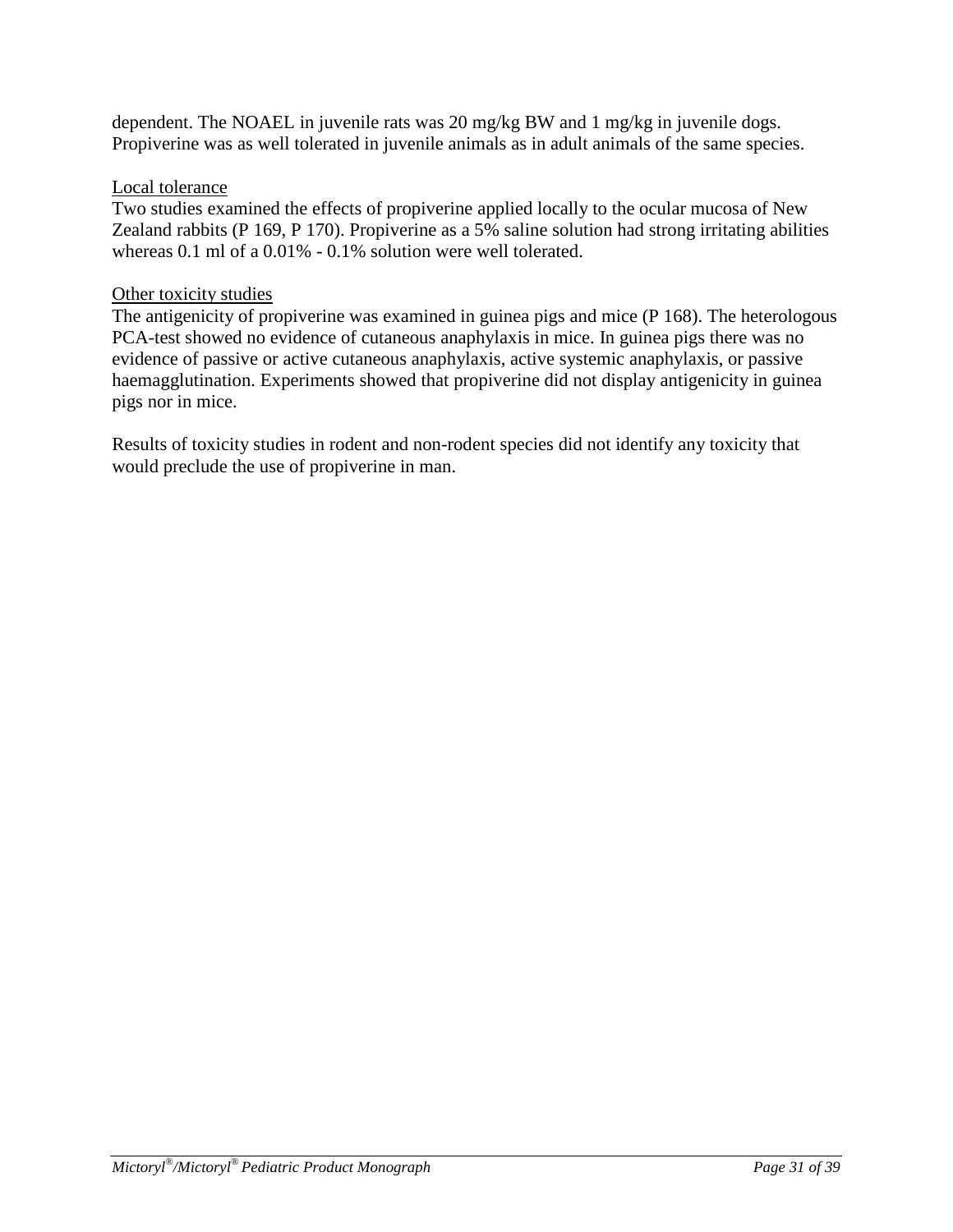dependent. The NOAEL in juvenile rats was 20 mg/kg BW and 1 mg/kg in juvenile dogs. Propiverine was as well tolerated in juvenile animals as in adult animals of the same species.

Local tolerance

Two studies examined the effects of propiverine applied locally to the ocular mucosa of New Zealand rabbits (P 169, P 170). Propiverine as a 5% saline solution had strong irritating abilities whereas 0.1 ml of a 0.01% - 0.1% solution were well tolerated.

Other toxicity studies

The antigenicity of propiverine was examined in guinea pigs and mice (P 168). The heterologous PCA-test showed no evidence of cutaneous anaphylaxis in mice. In guinea pigs there was no evidence of passive or active cutaneous anaphylaxis, active systemic anaphylaxis, or passive haemagglutination. Experiments showed that propiverine did not display antigenicity in guinea pigs nor in mice.

Results of toxicity studies in rodent and non-rodent species did not identify any toxicity that would preclude the use of propiverine in man.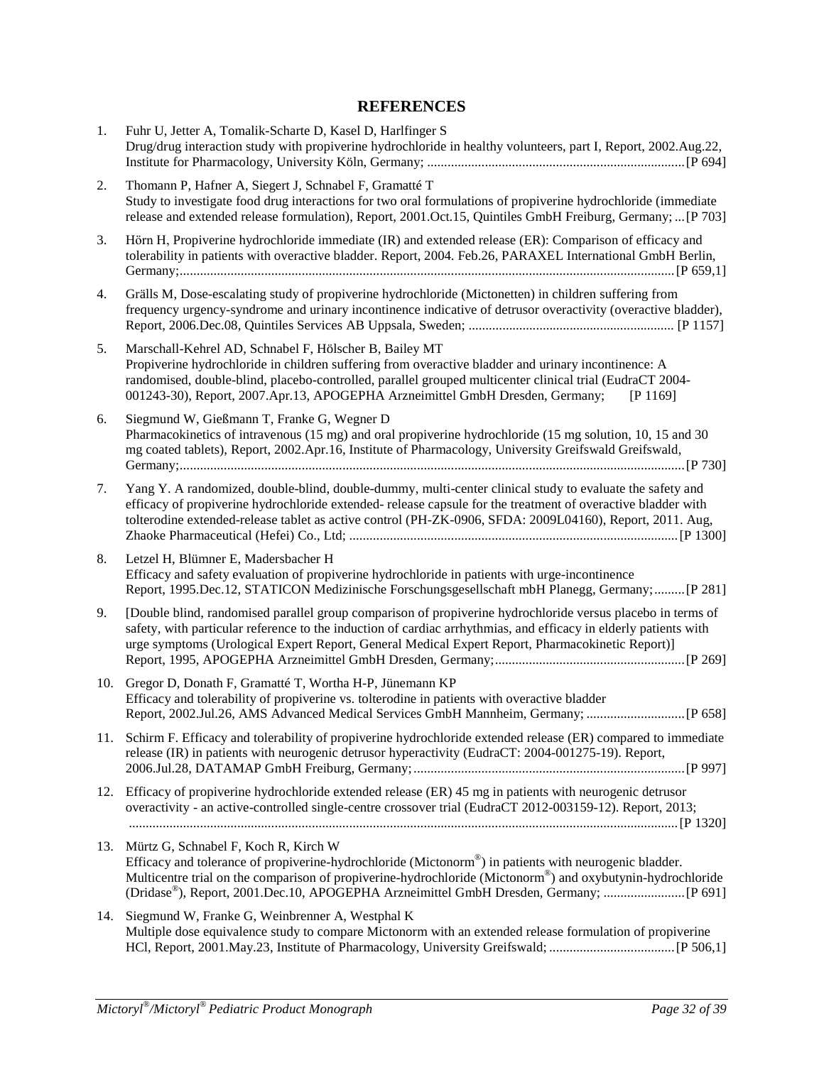# REFERENCES

1. Fuhr U, Jetter A, Tomalik-Scharte D, Kasel D, Harlfinger S
   Drug/drug interaction study with propiverine hydrochloride in healthy volunteers, part I, Report, 2002.Aug.22, Institute for Pharmacology, University Köln, Germany; ........................................................................... [P 694]

2. Thomann P, Hafner A, Siegert J, Schnabel F, Gramatté T
   Study to investigate food drug interactions for two oral formulations of propiverine hydrochloride (immediate release and extended release formulation), Report, 2001.Oct.15, Quintiles GmbH Freiburg, Germany; ... [P 703]

3. Hörn H, Propiverine hydrochloride immediate (IR) and extended release (ER): Comparison of efficacy and tolerability in patients with overactive bladder. Report, 2004. Feb.26, PARAXEL International GmbH Berlin, Germany;................................................................................................................................................ [P 659,1]

4. Grälls M, Dose-escalating study of propiverine hydrochloride (Mictonetten) in children suffering from frequency urgency-syndrome and urinary incontinence indicative of detrusor overactivity (overactive bladder), Report, 2006.Dec.08, Quintiles Services AB Uppsala, Sweden; ............................................................ [P 1157]

5. Marschall-Kehrel AD, Schnabel F, Hölscher B, Bailey MT
   Propiverine hydrochloride in children suffering from overactive bladder and urinary incontinence: A randomised, double-blind, placebo-controlled, parallel grouped multicenter clinical trial (EudraCT 2004-001243-30), Report, 2007.Apr.13, APOGEPHA Arzneimittel GmbH Dresden, Germany; [P 1169]

6. Siegmund W, Gießmann T, Franke G, Wegner D
   Pharmacokinetics of intravenous (15 mg) and oral propiverine hydrochloride (15 mg solution, 10, 15 and 30 mg coated tablets), Report, 2002.Apr.16, Institute of Pharmacology, University Greifswald Greifswald, Germany;................................................................................................................................................. [P 730]

7. Yang Y. A randomized, double-blind, double-dummy, multi-center clinical study to evaluate the safety and efficacy of propiverine hydrochloride extended- release capsule for the treatment of overactive bladder with tolterodine extended-release tablet as active control (PH-ZK-0906, SFDA: 2009L04160), Report, 2011. Aug, Zhaoke Pharmaceutical (Hefei) Co., Ltd; ................................................................................................ [P 1300]

8. Letzel H, Blümner E, Madersbacher H
   Efficacy and safety evaluation of propiverine hydrochloride in patients with urge-incontinence
   Report, 1995.Dec.12, STATICON Medizinische Forschungsgesellschaft mbH Planegg, Germany; ......... [P 281]

9. [Double blind, randomised parallel group comparison of propiverine hydrochloride versus placebo in terms of safety, with particular reference to the induction of cardiac arrhythmias, and efficacy in elderly patients with urge symptoms (Urological Expert Report, General Medical Expert Report, Pharmacokinetic Report)]
   Report, 1995, APOGEPHA Arzneimittel GmbH Dresden, Germany;....................................................... [P 269]

10. Gregor D, Donath F, Gramatté T, Wortha H-P, Jünemann KP
    Efficacy and tolerability of propiverine vs. tolterodine in patients with overactive bladder
    Report, 2002.Jul.26, AMS Advanced Medical Services GmbH Mannheim, Germany; ............................ [P 658]

11. Schirm F. Efficacy and tolerability of propiverine hydrochloride extended release (ER) compared to immediate release (IR) in patients with neurogenic detrusor hyperactivity (EudraCT: 2004-001275-19). Report, 2006.Jul.28, DATAMAP GmbH Freiburg, Germany; ................................................................................ [P 997]

12. Efficacy of propiverine hydrochloride extended release (ER) 45 mg in patients with neurogenic detrusor overactivity - an active-controlled single-centre crossover trial (EudraCT 2012-003159-12). Report, 2013; ................................................................................................................................................ [P 1320]

13. Mürtz G, Schnabel F, Koch R, Kirch W
    Efficacy and tolerance of propiverine-hydrochloride (Mictonorm®) in patients with neurogenic bladder. Multicentre trial on the comparison of propiverine-hydrochloride (Mictonorm®) and oxybutynin-hydrochloride (Dridase®), Report, 2001.Dec.10, APOGEPHA Arzneimittel GmbH Dresden, Germany; ........................ [P 691]

14. Siegmund W, Franke G, Weinbrenner A, Westphal K
    Multiple dose equivalence study to compare Mictonorm with an extended release formulation of propiverine HCl, Report, 2001.May.23, Institute of Pharmacology, University Greifswald; .................................... [P 506,1]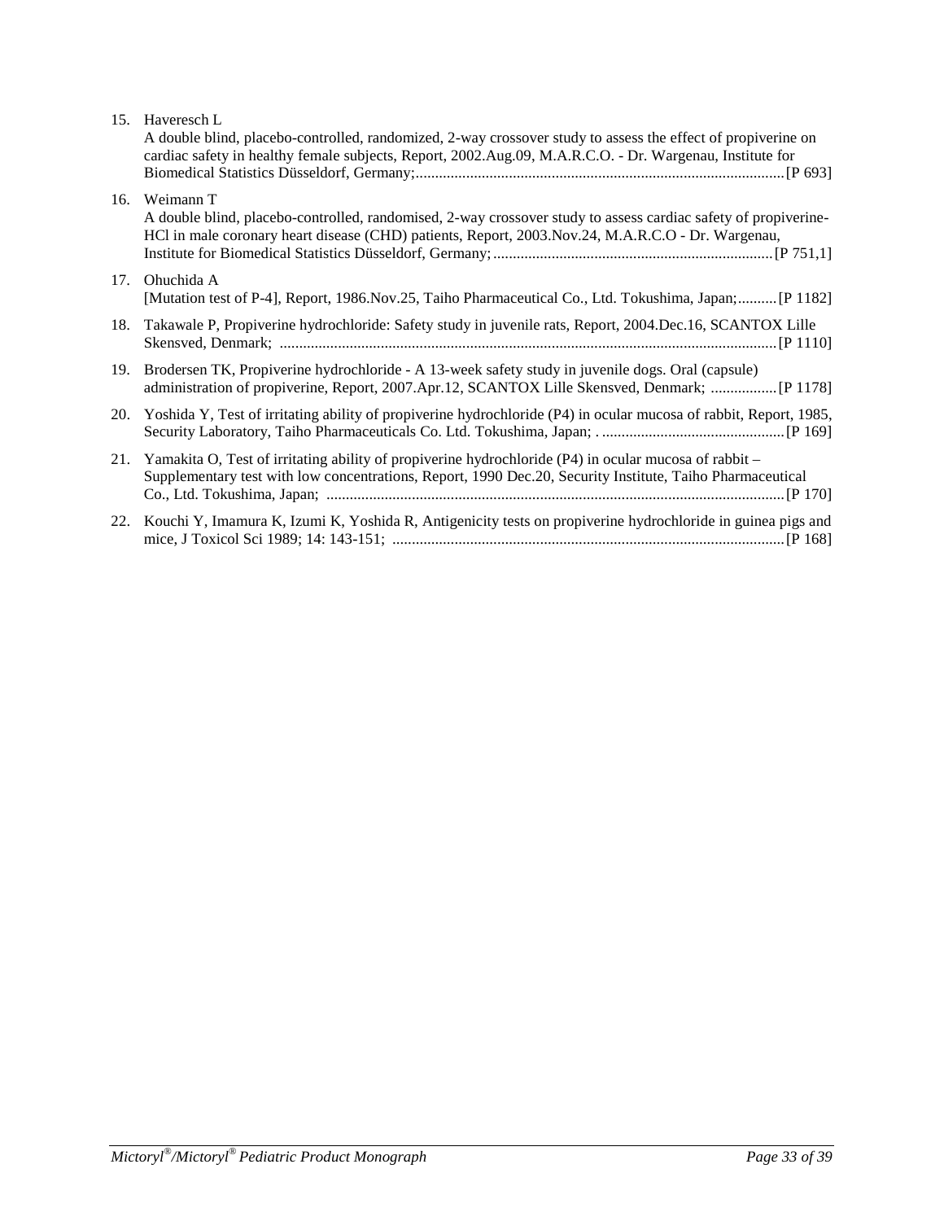15. Haveresch L
A double blind, placebo-controlled, randomized, 2-way crossover study to assess the effect of propiverine on cardiac safety in healthy female subjects, Report, 2002.Aug.09, M.A.R.C.O. - Dr. Wargenau, Institute for Biomedical Statistics Düsseldorf, Germany;..............................................................................................[P 693]

16. Weimann T
A double blind, placebo-controlled, randomised, 2-way crossover study to assess cardiac safety of propiverine-HCl in male coronary heart disease (CHD) patients, Report, 2003.Nov.24, M.A.R.C.O - Dr. Wargenau, Institute for Biomedical Statistics Düsseldorf, Germany;.......................................................................[P 751,1]

17. Ohuchida A
[Mutation test of P-4], Report, 1986.Nov.25, Taiho Pharmaceutical Co., Ltd. Tokushima, Japan;..........[P 1182]

18. Takawale P, Propiverine hydrochloride: Safety study in juvenile rats, Report, 2004.Dec.16, SCANTOX Lille Skensved, Denmark; ...............................................................................................................................[P 1110]

19. Brodersen TK, Propiverine hydrochloride - A 13-week safety study in juvenile dogs. Oral (capsule) administration of propiverine, Report, 2007.Apr.12, SCANTOX Lille Skensved, Denmark; .................[P 1178]

20. Yoshida Y, Test of irritating ability of propiverine hydrochloride (P4) in ocular mucosa of rabbit, Report, 1985, Security Laboratory, Taiho Pharmaceuticals Co. Ltd. Tokushima, Japan; . ...............................................[P 169]

21. Yamakita O, Test of irritating ability of propiverine hydrochloride (P4) in ocular mucosa of rabbit – Supplementary test with low concentrations, Report, 1990 Dec.20, Security Institute, Taiho Pharmaceutical Co., Ltd. Tokushima, Japan; .....................................................................................................................[P 170]

22. Kouchi Y, Imamura K, Izumi K, Yoshida R, Antigenicity tests on propiverine hydrochloride in guinea pigs and mice, J Toxicol Sci 1989; 14: 143-151; .....................................................................................................[P 168]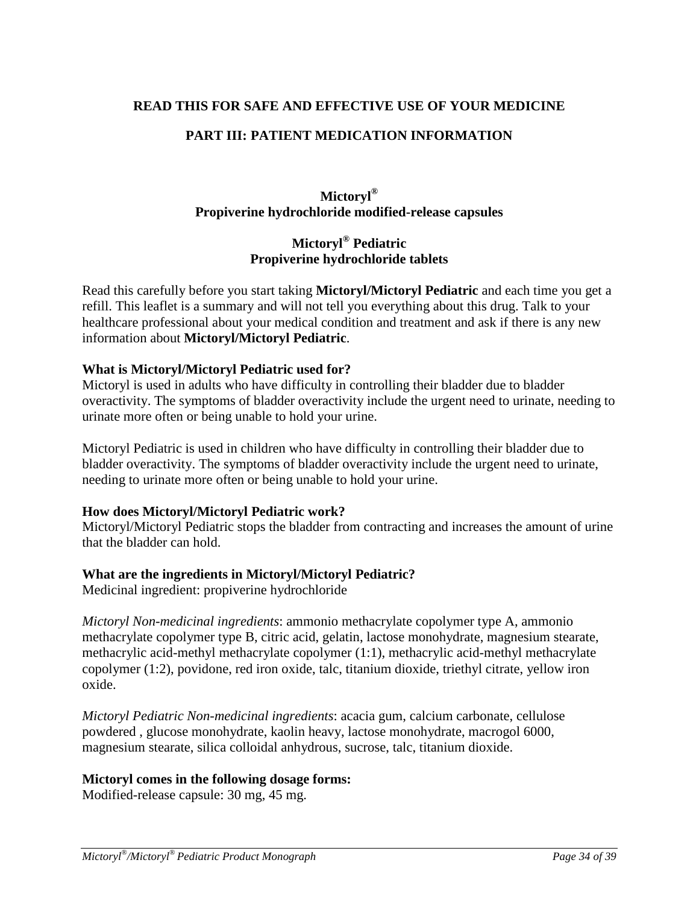**READ THIS FOR SAFE AND EFFECTIVE USE OF YOUR MEDICINE**

**PART III: PATIENT MEDICATION INFORMATION**

**Mictoryl®**
**Propiverine hydrochloride modified-release capsules**

**Mictoryl® Pediatric**
**Propiverine hydrochloride tablets**

Read this carefully before you start taking **Mictoryl/Mictoryl Pediatric** and each time you get a refill. This leaflet is a summary and will not tell you everything about this drug. Talk to your healthcare professional about your medical condition and treatment and ask if there is any new information about **Mictoryl/Mictoryl Pediatric**.

**What is Mictoryl/Mictoryl Pediatric used for?**

Mictoryl is used in adults who have difficulty in controlling their bladder due to bladder overactivity. The symptoms of bladder overactivity include the urgent need to urinate, needing to urinate more often or being unable to hold your urine.

Mictoryl Pediatric is used in children who have difficulty in controlling their bladder due to bladder overactivity. The symptoms of bladder overactivity include the urgent need to urinate, needing to urinate more often or being unable to hold your urine.

**How does Mictoryl/Mictoryl Pediatric work?**

Mictoryl/Mictoryl Pediatric stops the bladder from contracting and increases the amount of urine that the bladder can hold.

**What are the ingredients in Mictoryl/Mictoryl Pediatric?**

Medicinal ingredient: propiverine hydrochloride

*Mictoryl Non-medicinal ingredients*: ammonio methacrylate copolymer type A, ammonio methacrylate copolymer type B, citric acid, gelatin, lactose monohydrate, magnesium stearate, methacrylic acid-methyl methacrylate copolymer (1:1), methacrylic acid-methyl methacrylate copolymer (1:2), povidone, red iron oxide, talc, titanium dioxide, triethyl citrate, yellow iron oxide.

*Mictoryl Pediatric Non-medicinal ingredients*: acacia gum, calcium carbonate, cellulose powdered , glucose monohydrate, kaolin heavy, lactose monohydrate, macrogol 6000, magnesium stearate, silica colloidal anhydrous, sucrose, talc, titanium dioxide.

**Mictoryl comes in the following dosage forms:**

Modified-release capsule: 30 mg, 45 mg.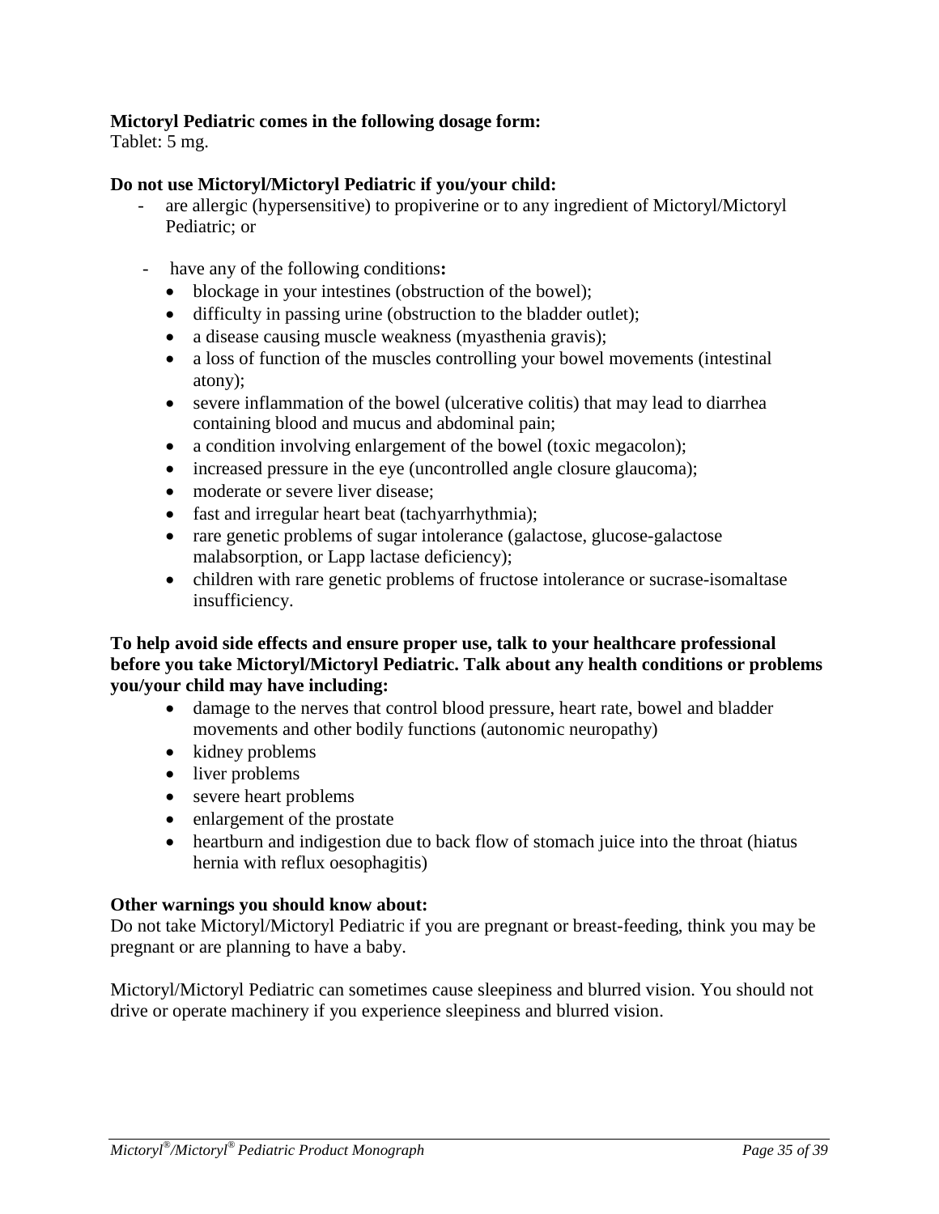**Mictoryl Pediatric comes in the following dosage form:**
Tablet: 5 mg.

**Do not use Mictoryl/Mictoryl Pediatric if you/your child:**

- are allergic (hypersensitive) to propiverine or to any ingredient of Mictoryl/Mictoryl Pediatric; or
- have any of the following conditions**:**
  - blockage in your intestines (obstruction of the bowel);
  - difficulty in passing urine (obstruction to the bladder outlet);
  - a disease causing muscle weakness (myasthenia gravis);
  - a loss of function of the muscles controlling your bowel movements (intestinal atony);
  - severe inflammation of the bowel (ulcerative colitis) that may lead to diarrhea containing blood and mucus and abdominal pain;
  - a condition involving enlargement of the bowel (toxic megacolon);
  - increased pressure in the eye (uncontrolled angle closure glaucoma);
  - moderate or severe liver disease;
  - fast and irregular heart beat (tachyarrhythmia);
  - rare genetic problems of sugar intolerance (galactose, glucose-galactose malabsorption, or Lapp lactase deficiency);
  - children with rare genetic problems of fructose intolerance or sucrase-isomaltase insufficiency.

**To help avoid side effects and ensure proper use, talk to your healthcare professional before you take Mictoryl/Mictoryl Pediatric. Talk about any health conditions or problems you/your child may have including:**

- damage to the nerves that control blood pressure, heart rate, bowel and bladder movements and other bodily functions (autonomic neuropathy)
- kidney problems
- liver problems
- severe heart problems
- enlargement of the prostate
- heartburn and indigestion due to back flow of stomach juice into the throat (hiatus hernia with reflux oesophagitis)

**Other warnings you should know about:**
Do not take Mictoryl/Mictoryl Pediatric if you are pregnant or breast-feeding, think you may be pregnant or are planning to have a baby.

Mictoryl/Mictoryl Pediatric can sometimes cause sleepiness and blurred vision. You should not drive or operate machinery if you experience sleepiness and blurred vision.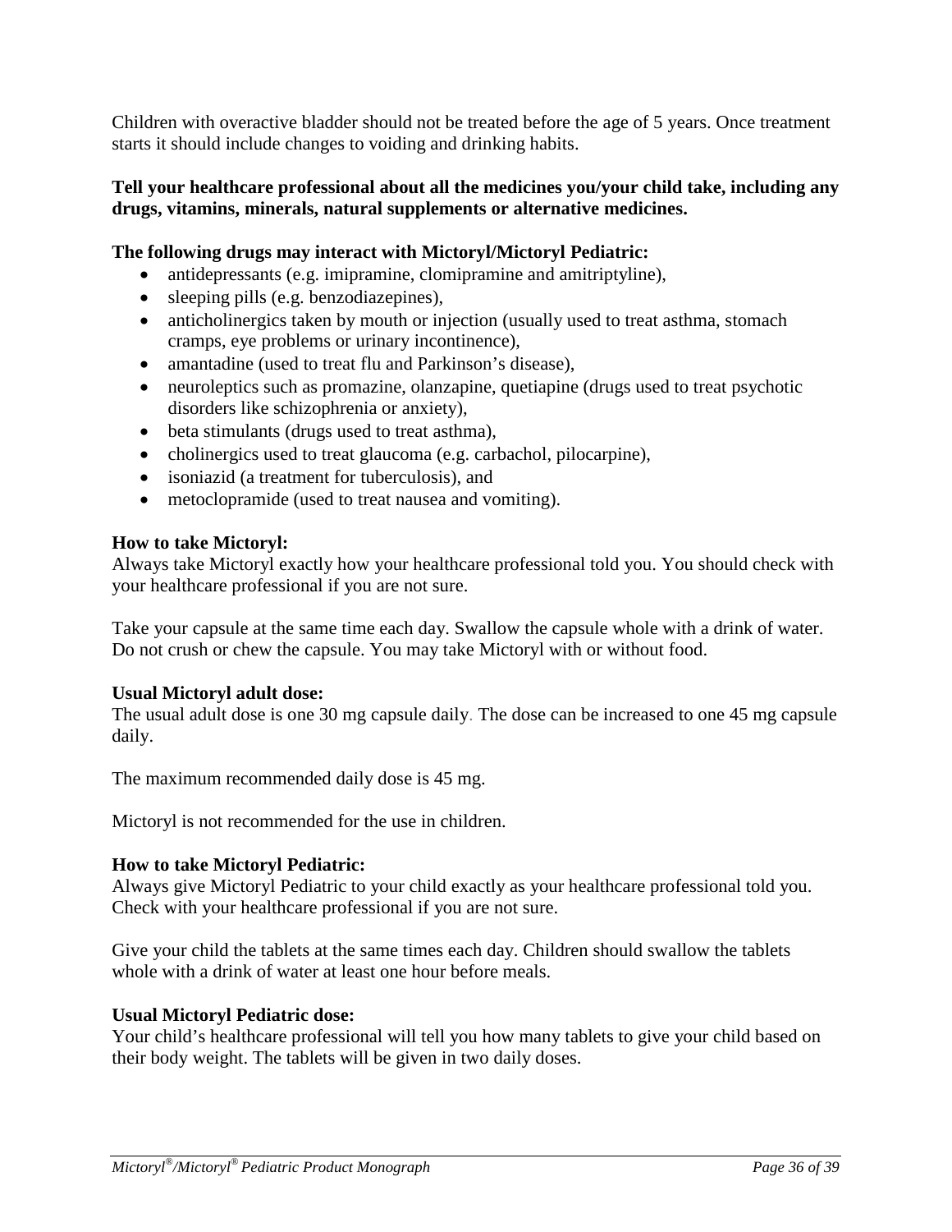Children with overactive bladder should not be treated before the age of 5 years. Once treatment starts it should include changes to voiding and drinking habits.

**Tell your healthcare professional about all the medicines you/your child take, including any drugs, vitamins, minerals, natural supplements or alternative medicines.**

**The following drugs may interact with Mictoryl/Mictoryl Pediatric:**

- antidepressants (e.g. imipramine, clomipramine and amitriptyline),
- sleeping pills (e.g. benzodiazepines),
- anticholinergics taken by mouth or injection (usually used to treat asthma, stomach cramps, eye problems or urinary incontinence),
- amantadine (used to treat flu and Parkinson's disease),
- neuroleptics such as promazine, olanzapine, quetiapine (drugs used to treat psychotic disorders like schizophrenia or anxiety),
- beta stimulants (drugs used to treat asthma),
- cholinergics used to treat glaucoma (e.g. carbachol, pilocarpine),
- isoniazid (a treatment for tuberculosis), and
- metoclopramide (used to treat nausea and vomiting).

**How to take Mictoryl:**
Always take Mictoryl exactly how your healthcare professional told you. You should check with your healthcare professional if you are not sure.

Take your capsule at the same time each day. Swallow the capsule whole with a drink of water. Do not crush or chew the capsule. You may take Mictoryl with or without food.

**Usual Mictoryl adult dose:**
The usual adult dose is one 30 mg capsule daily. The dose can be increased to one 45 mg capsule daily.

The maximum recommended daily dose is 45 mg.

Mictoryl is not recommended for the use in children.

**How to take Mictoryl Pediatric:**
Always give Mictoryl Pediatric to your child exactly as your healthcare professional told you. Check with your healthcare professional if you are not sure.

Give your child the tablets at the same times each day. Children should swallow the tablets whole with a drink of water at least one hour before meals.

**Usual Mictoryl Pediatric dose:**
Your child's healthcare professional will tell you how many tablets to give your child based on their body weight. The tablets will be given in two daily doses.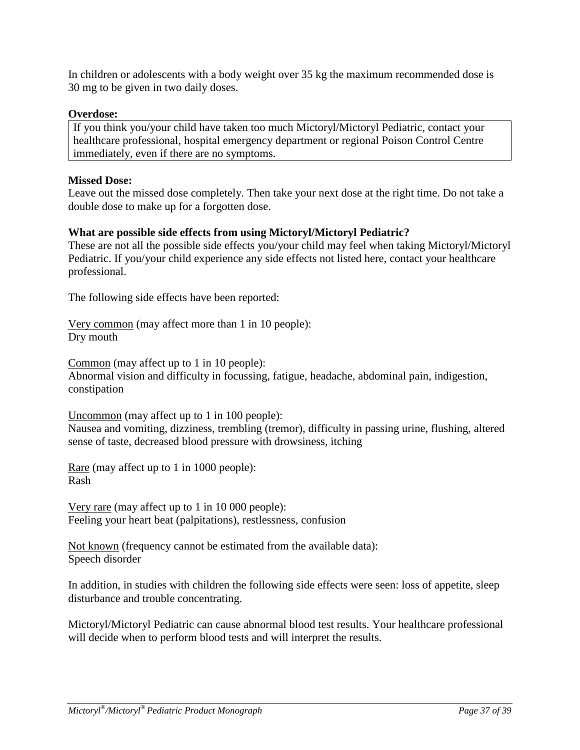In children or adolescents with a body weight over 35 kg the maximum recommended dose is 30 mg to be given in two daily doses.

**Overdose:**

| If you think you/your child have taken too much Mictoryl/Mictoryl Pediatric, contact your healthcare professional, hospital emergency department or regional Poison Control Centre immediately, even if there are no symptoms. |
|---|

**Missed Dose:**
Leave out the missed dose completely. Then take your next dose at the right time. Do not take a double dose to make up for a forgotten dose.

**What are possible side effects from using Mictoryl/Mictoryl Pediatric?**
These are not all the possible side effects you/your child may feel when taking Mictoryl/Mictoryl Pediatric. If you/your child experience any side effects not listed here, contact your healthcare professional.

The following side effects have been reported:

Very common (may affect more than 1 in 10 people):
Dry mouth

Common (may affect up to 1 in 10 people):
Abnormal vision and difficulty in focussing, fatigue, headache, abdominal pain, indigestion, constipation

Uncommon (may affect up to 1 in 100 people):
Nausea and vomiting, dizziness, trembling (tremor), difficulty in passing urine, flushing, altered sense of taste, decreased blood pressure with drowsiness, itching

Rare (may affect up to 1 in 1000 people):
Rash

Very rare (may affect up to 1 in 10 000 people):
Feeling your heart beat (palpitations), restlessness, confusion

Not known (frequency cannot be estimated from the available data):
Speech disorder

In addition, in studies with children the following side effects were seen: loss of appetite, sleep disturbance and trouble concentrating.

Mictoryl/Mictoryl Pediatric can cause abnormal blood test results. Your healthcare professional will decide when to perform blood tests and will interpret the results.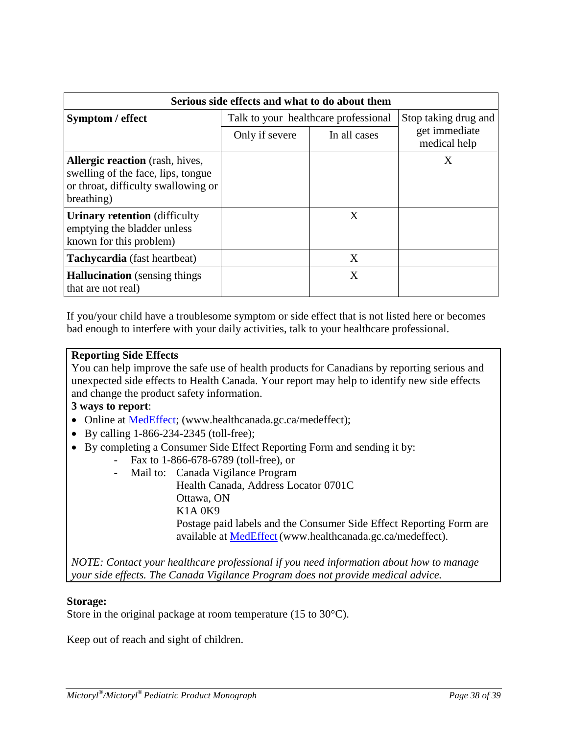| Serious side effects and what to do about them | | | |
|---|---|---|---|
| **Symptom / effect** | Talk to your healthcare professional | | Stop taking drug and get immediate medical help |
| | Only if severe | In all cases | |
| **Allergic reaction** (rash, hives, swelling of the face, lips, tongue or throat, difficulty swallowing or breathing) | | | X |
| **Urinary retention** (difficulty emptying the bladder unless known for this problem) | | X | |
| **Tachycardia** (fast heartbeat) | | X | |
| **Hallucination** (sensing things that are not real) | | X | |

If you/your child have a troublesome symptom or side effect that is not listed here or becomes bad enough to interfere with your daily activities, talk to your healthcare professional.

**Reporting Side Effects**

You can help improve the safe use of health products for Canadians by reporting serious and unexpected side effects to Health Canada. Your report may help to identify new side effects and change the product safety information.

**3 ways to report**:

- Online at MedEffect; (www.healthcanada.gc.ca/medeffect);
- By calling 1-866-234-2345 (toll-free);
- By completing a Consumer Side Effect Reporting Form and sending it by:
  - Fax to 1-866-678-6789 (toll-free), or
  - Mail to: Canada Vigilance Program
    Health Canada, Address Locator 0701C
    Ottawa, ON
    K1A 0K9
    Postage paid labels and the Consumer Side Effect Reporting Form are available at MedEffect (www.healthcanada.gc.ca/medeffect).

*NOTE: Contact your healthcare professional if you need information about how to manage your side effects. The Canada Vigilance Program does not provide medical advice.*

**Storage:**

Store in the original package at room temperature (15 to 30°C).

Keep out of reach and sight of children.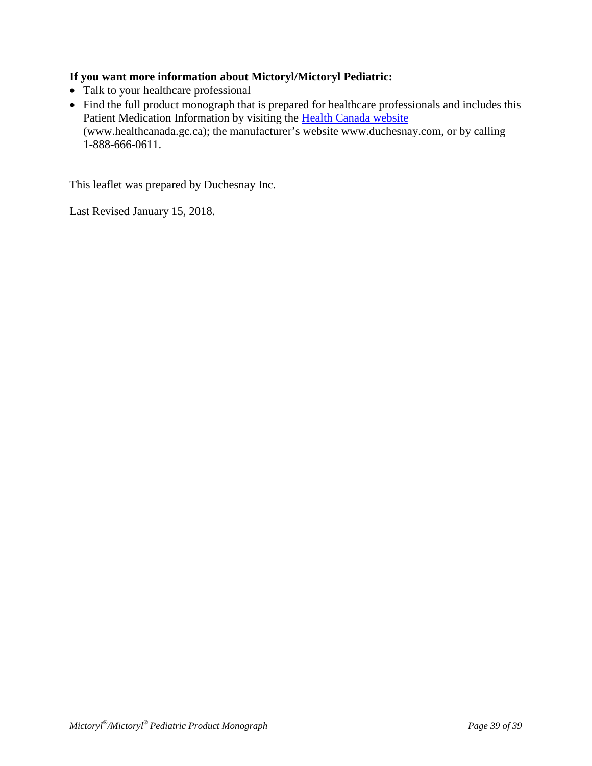**If you want more information about Mictoryl/Mictoryl Pediatric:**

- Talk to your healthcare professional
- Find the full product monograph that is prepared for healthcare professionals and includes this Patient Medication Information by visiting the Health Canada website (www.healthcanada.gc.ca); the manufacturer's website www.duchesnay.com, or by calling 1-888-666-0611.

This leaflet was prepared by Duchesnay Inc.

Last Revised January 15, 2018.